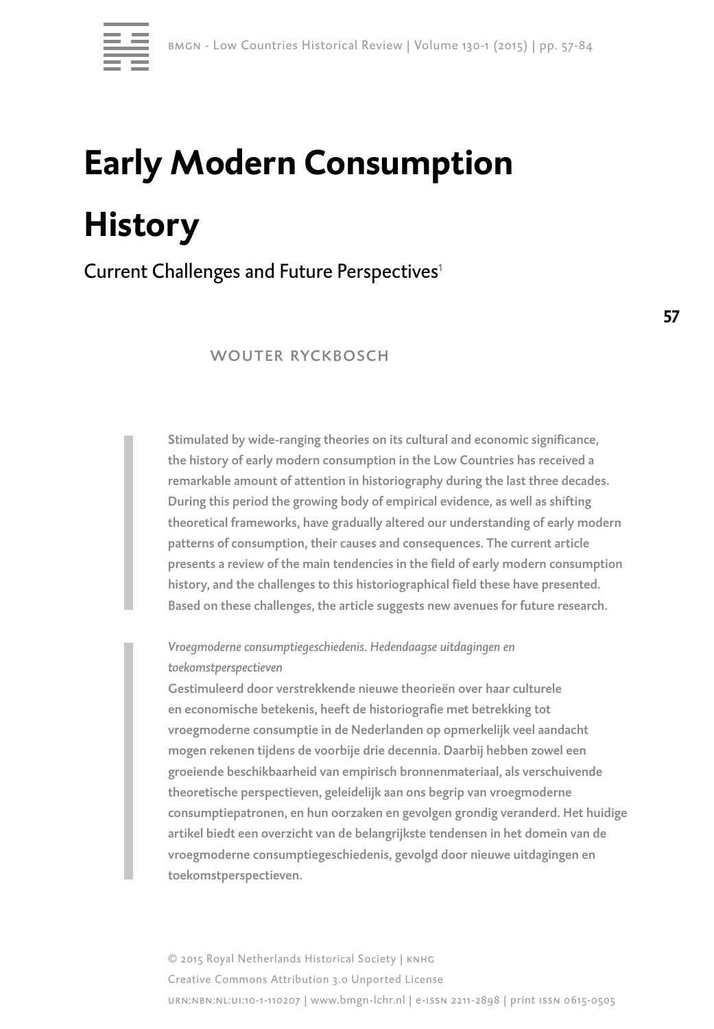# Early Modern Consumption History

## Current Challenges and Future Perspectives[1]

WOUTER RYCKBOSCH

**Stimulated by wide-ranging theories on its cultural and economic significance, the history of early modern consumption in the Low Countries has received a remarkable amount of attention in historiography during the last three decades. During this period the growing body of empirical evidence, as well as shifting theoretical frameworks, have gradually altered our understanding of early modern patterns of consumption, their causes and consequences. The current article presents a review of the main tendencies in the field of early modern consumption history, and the challenges to this historiographical field these have presented. Based on these challenges, the article suggests new avenues for future research.**

*Vroegmoderne consumptiegeschiedenis. Hedendaagse uitdagingen en toekomstperspectieven*

**Gestimuleerd door verstrekkende nieuwe theorieën over haar culturele en economische betekenis, heeft de historiografie met betrekking tot vroegmoderne consumptie in de Nederlanden op opmerkelijk veel aandacht mogen rekenen tijdens de voorbije drie decennia. Daarbij hebben zowel een groeiende beschikbaarheid van empirisch bronnenmateriaal, als verschuivende theoretische perspectieven, geleidelijk aan ons begrip van vroegmoderne consumptiepatronen, en hun oorzaken en gevolgen grondig veranderd. Het huidige artikel biedt een overzicht van de belangrijkste tendensen in het domein van de vroegmoderne consumptiegeschiedenis, gevolgd door nieuwe uitdagingen en toekomstperspectieven.**

© 2015 Royal Netherlands Historical Society | KNHG
Creative Commons Attribution 3.0 Unported License
URN:NBN:NL:UI:10-1-110207 | www.bmgn-lchr.nl | e-ISSN 2211-2898 | print ISSN 0615-0505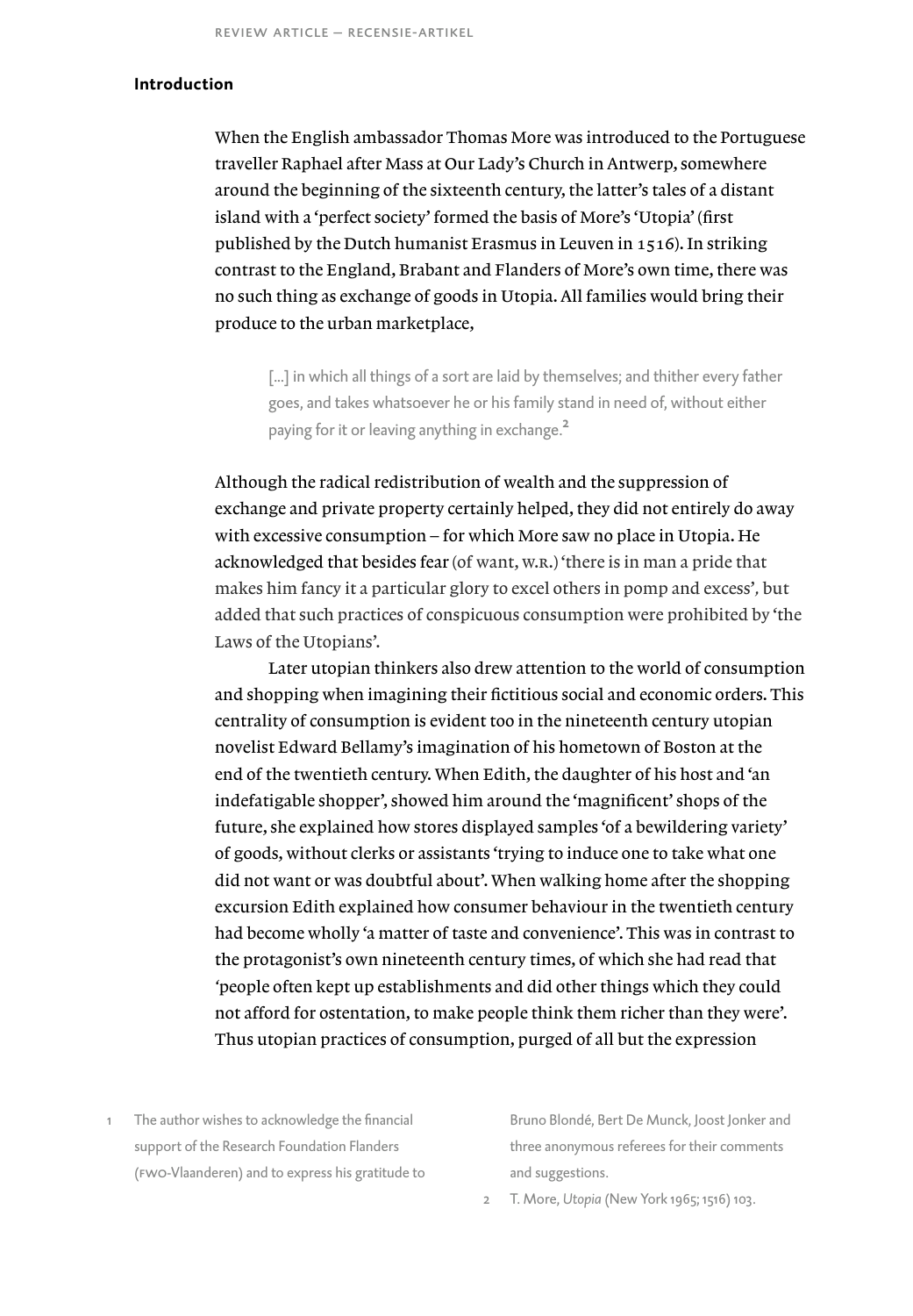## Introduction

When the English ambassador Thomas More was introduced to the Portuguese traveller Raphael after Mass at Our Lady's Church in Antwerp, somewhere around the beginning of the sixteenth century, the latter's tales of a distant island with a 'perfect society' formed the basis of More's 'Utopia' (first published by the Dutch humanist Erasmus in Leuven in 1516). In striking contrast to the England, Brabant and Flanders of More's own time, there was no such thing as exchange of goods in Utopia. All families would bring their produce to the urban marketplace,

> [...] in which all things of a sort are laid by themselves; and thither every father goes, and takes whatsoever he or his family stand in need of, without either paying for it or leaving anything in exchange.[2]

Although the radical redistribution of wealth and the suppression of exchange and private property certainly helped, they did not entirely do away with excessive consumption – for which More saw no place in Utopia. He acknowledged that besides fear (of want, W.R.) 'there is in man a pride that makes him fancy it a particular glory to excel others in pomp and excess', but added that such practices of conspicuous consumption were prohibited by 'the Laws of the Utopians'.

Later utopian thinkers also drew attention to the world of consumption and shopping when imagining their fictitious social and economic orders. This centrality of consumption is evident too in the nineteenth century utopian novelist Edward Bellamy's imagination of his hometown of Boston at the end of the twentieth century. When Edith, the daughter of his host and 'an indefatigable shopper', showed him around the 'magnificent' shops of the future, she explained how stores displayed samples 'of a bewildering variety' of goods, without clerks or assistants 'trying to induce one to take what one did not want or was doubtful about'. When walking home after the shopping excursion Edith explained how consumer behaviour in the twentieth century had become wholly 'a matter of taste and convenience'. This was in contrast to the protagonist's own nineteenth century times, of which she had read that 'people often kept up establishments and did other things which they could not afford for ostentation, to make people think them richer than they were'. Thus utopian practices of consumption, purged of all but the expression

1 The author wishes to acknowledge the financial support of the Research Foundation Flanders (FWO-Vlaanderen) and to express his gratitude to Bruno Blondé, Bert De Munck, Joost Jonker and three anonymous referees for their comments and suggestions.

2 T. More, *Utopia* (New York 1965; 1516) 103.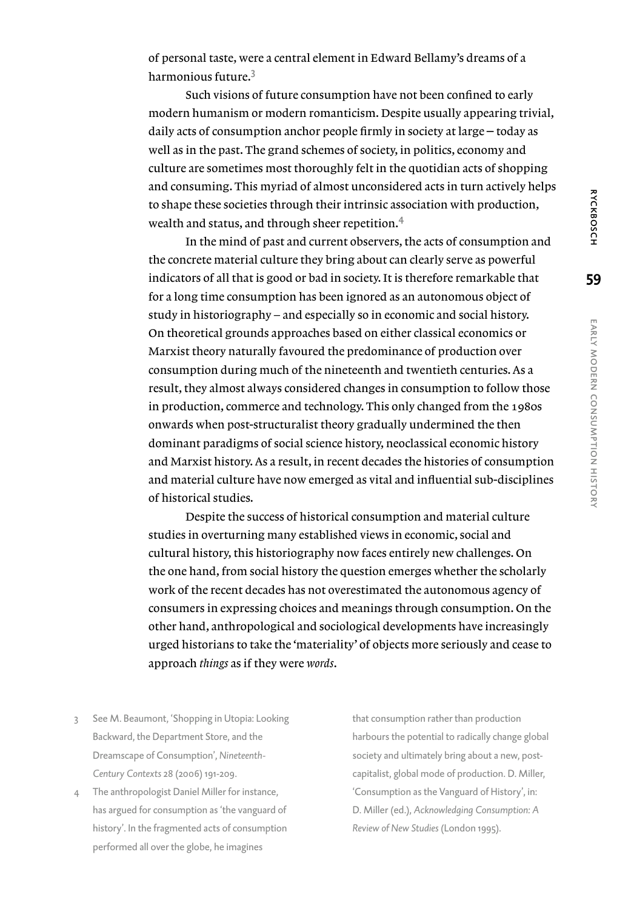of personal taste, were a central element in Edward Bellamy's dreams of a harmonious future.[3]

Such visions of future consumption have not been confined to early modern humanism or modern romanticism. Despite usually appearing trivial, daily acts of consumption anchor people firmly in society at large – today as well as in the past. The grand schemes of society, in politics, economy and culture are sometimes most thoroughly felt in the quotidian acts of shopping and consuming. This myriad of almost unconsidered acts in turn actively helps to shape these societies through their intrinsic association with production, wealth and status, and through sheer repetition.[4]

In the mind of past and current observers, the acts of consumption and the concrete material culture they bring about can clearly serve as powerful indicators of all that is good or bad in society. It is therefore remarkable that for a long time consumption has been ignored as an autonomous object of study in historiography – and especially so in economic and social history. On theoretical grounds approaches based on either classical economics or Marxist theory naturally favoured the predominance of production over consumption during much of the nineteenth and twentieth centuries. As a result, they almost always considered changes in consumption to follow those in production, commerce and technology. This only changed from the 1980s onwards when post-structuralist theory gradually undermined the then dominant paradigms of social science history, neoclassical economic history and Marxist history. As a result, in recent decades the histories of consumption and material culture have now emerged as vital and influential sub-disciplines of historical studies.

Despite the success of historical consumption and material culture studies in overturning many established views in economic, social and cultural history, this historiography now faces entirely new challenges. On the one hand, from social history the question emerges whether the scholarly work of the recent decades has not overestimated the autonomous agency of consumers in expressing choices and meanings through consumption. On the other hand, anthropological and sociological developments have increasingly urged historians to take the 'materiality' of objects more seriously and cease to approach *things* as if they were *words*.

3 See M. Beaumont, 'Shopping in Utopia: Looking Backward, the Department Store, and the Dreamscape of Consumption', *Nineteenth-Century Contexts* 28 (2006) 191-209.

4 The anthropologist Daniel Miller for instance, has argued for consumption as 'the vanguard of history'. In the fragmented acts of consumption performed all over the globe, he imagines that consumption rather than production harbours the potential to radically change global society and ultimately bring about a new, post-capitalist, global mode of production. D. Miller, 'Consumption as the Vanguard of History', in: D. Miller (ed.), *Acknowledging Consumption: A Review of New Studies* (London 1995).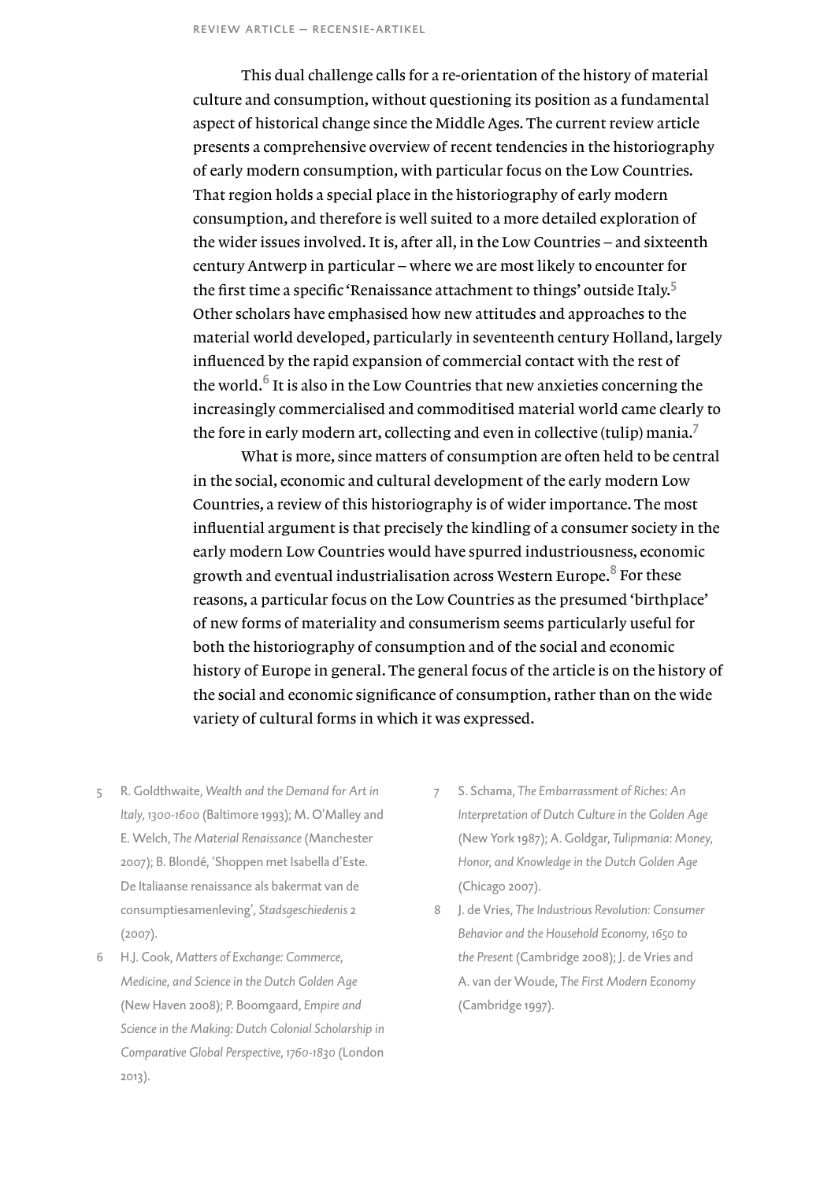This dual challenge calls for a re-orientation of the history of material culture and consumption, without questioning its position as a fundamental aspect of historical change since the Middle Ages. The current review article presents a comprehensive overview of recent tendencies in the historiography of early modern consumption, with particular focus on the Low Countries. That region holds a special place in the historiography of early modern consumption, and therefore is well suited to a more detailed exploration of the wider issues involved. It is, after all, in the Low Countries – and sixteenth century Antwerp in particular – where we are most likely to encounter for the first time a specific 'Renaissance attachment to things' outside Italy.[5] Other scholars have emphasised how new attitudes and approaches to the material world developed, particularly in seventeenth century Holland, largely influenced by the rapid expansion of commercial contact with the rest of the world.[6] It is also in the Low Countries that new anxieties concerning the increasingly commercialised and commoditised material world came clearly to the fore in early modern art, collecting and even in collective (tulip) mania.[7]

What is more, since matters of consumption are often held to be central in the social, economic and cultural development of the early modern Low Countries, a review of this historiography is of wider importance. The most influential argument is that precisely the kindling of a consumer society in the early modern Low Countries would have spurred industriousness, economic growth and eventual industrialisation across Western Europe.[8] For these reasons, a particular focus on the Low Countries as the presumed 'birthplace' of new forms of materiality and consumerism seems particularly useful for both the historiography of consumption and of the social and economic history of Europe in general. The general focus of the article is on the history of the social and economic significance of consumption, rather than on the wide variety of cultural forms in which it was expressed.

5 R. Goldthwaite, *Wealth and the Demand for Art in Italy, 1300-1600* (Baltimore 1993); M. O'Malley and E. Welch, *The Material Renaissance* (Manchester 2007); B. Blondé, 'Shoppen met Isabella d'Este. De Italiaanse renaissance als bakermat van de consumptiesamenleving', *Stadsgeschiedenis* 2 (2007).

6 H.J. Cook, *Matters of Exchange: Commerce, Medicine, and Science in the Dutch Golden Age* (New Haven 2008); P. Boomgaard, *Empire and Science in the Making: Dutch Colonial Scholarship in Comparative Global Perspective, 1760-1830* (London 2013).

7 S. Schama, *The Embarrassment of Riches: An Interpretation of Dutch Culture in the Golden Age* (New York 1987); A. Goldgar, *Tulipmania: Money, Honor, and Knowledge in the Dutch Golden Age* (Chicago 2007).

8 J. de Vries, *The Industrious Revolution: Consumer Behavior and the Household Economy, 1650 to the Present* (Cambridge 2008); J. de Vries and A. van der Woude, *The First Modern Economy* (Cambridge 1997).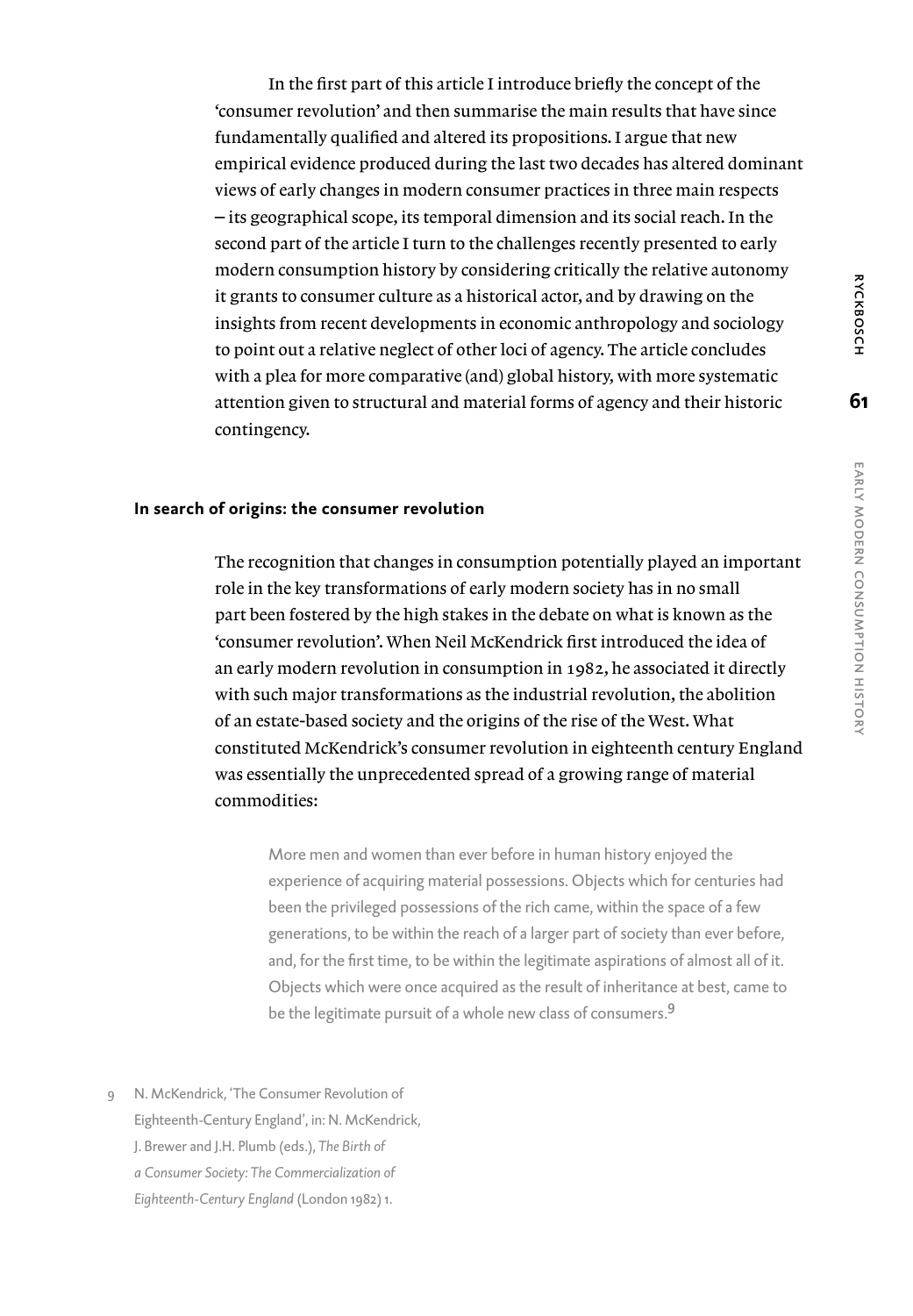In the first part of this article I introduce briefly the concept of the 'consumer revolution' and then summarise the main results that have since fundamentally qualified and altered its propositions. I argue that new empirical evidence produced during the last two decades has altered dominant views of early changes in modern consumer practices in three main respects – its geographical scope, its temporal dimension and its social reach. In the second part of the article I turn to the challenges recently presented to early modern consumption history by considering critically the relative autonomy it grants to consumer culture as a historical actor, and by drawing on the insights from recent developments in economic anthropology and sociology to point out a relative neglect of other loci of agency. The article concludes with a plea for more comparative (and) global history, with more systematic attention given to structural and material forms of agency and their historic contingency.

## In search of origins: the consumer revolution

The recognition that changes in consumption potentially played an important role in the key transformations of early modern society has in no small part been fostered by the high stakes in the debate on what is known as the 'consumer revolution'. When Neil McKendrick first introduced the idea of an early modern revolution in consumption in 1982, he associated it directly with such major transformations as the industrial revolution, the abolition of an estate-based society and the origins of the rise of the West. What constituted McKendrick's consumer revolution in eighteenth century England was essentially the unprecedented spread of a growing range of material commodities:

> More men and women than ever before in human history enjoyed the experience of acquiring material possessions. Objects which for centuries had been the privileged possessions of the rich came, within the space of a few generations, to be within the reach of a larger part of society than ever before, and, for the first time, to be within the legitimate aspirations of almost all of it. Objects which were once acquired as the result of inheritance at best, came to be the legitimate pursuit of a whole new class of consumers.[9]

9 N. McKendrick, 'The Consumer Revolution of Eighteenth-Century England', in: N. McKendrick, J. Brewer and J.H. Plumb (eds.), *The Birth of a Consumer Society: The Commercialization of Eighteenth-Century England* (London 1982) 1.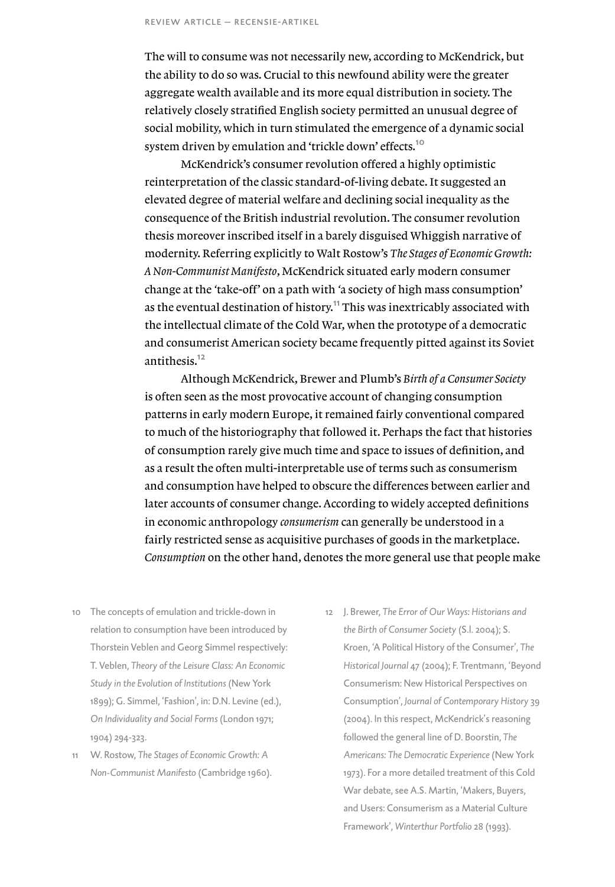The will to consume was not necessarily new, according to McKendrick, but the ability to do so was. Crucial to this newfound ability were the greater aggregate wealth available and its more equal distribution in society. The relatively closely stratified English society permitted an unusual degree of social mobility, which in turn stimulated the emergence of a dynamic social system driven by emulation and 'trickle down' effects.[10]

McKendrick's consumer revolution offered a highly optimistic reinterpretation of the classic standard-of-living debate. It suggested an elevated degree of material welfare and declining social inequality as the consequence of the British industrial revolution. The consumer revolution thesis moreover inscribed itself in a barely disguised Whiggish narrative of modernity. Referring explicitly to Walt Rostow's *The Stages of Economic Growth: A Non-Communist Manifesto*, McKendrick situated early modern consumer change at the 'take-off' on a path with 'a society of high mass consumption' as the eventual destination of history.[11] This was inextricably associated with the intellectual climate of the Cold War, when the prototype of a democratic and consumerist American society became frequently pitted against its Soviet antithesis.[12]

Although McKendrick, Brewer and Plumb's *Birth of a Consumer Society* is often seen as the most provocative account of changing consumption patterns in early modern Europe, it remained fairly conventional compared to much of the historiography that followed it. Perhaps the fact that histories of consumption rarely give much time and space to issues of definition, and as a result the often multi-interpretable use of terms such as consumerism and consumption have helped to obscure the differences between earlier and later accounts of consumer change. According to widely accepted definitions in economic anthropology *consumerism* can generally be understood in a fairly restricted sense as acquisitive purchases of goods in the marketplace. *Consumption* on the other hand, denotes the more general use that people make

10 The concepts of emulation and trickle-down in relation to consumption have been introduced by Thorstein Veblen and Georg Simmel respectively: T. Veblen, *Theory of the Leisure Class: An Economic Study in the Evolution of Institutions* (New York 1899); G. Simmel, 'Fashion', in: D.N. Levine (ed.), *On Individuality and Social Forms* (London 1971; 1904) 294-323.

11 W. Rostow, *The Stages of Economic Growth: A Non-Communist Manifesto* (Cambridge 1960).

12 J. Brewer, *The Error of Our Ways: Historians and the Birth of Consumer Society* (S.l. 2004); S. Kroen, 'A Political History of the Consumer', *The Historical Journal* 47 (2004); F. Trentmann, 'Beyond Consumerism: New Historical Perspectives on Consumption', *Journal of Contemporary History* 39 (2004). In this respect, McKendrick's reasoning followed the general line of D. Boorstin, *The Americans: The Democratic Experience* (New York 1973). For a more detailed treatment of this Cold War debate, see A.S. Martin, 'Makers, Buyers, and Users: Consumerism as a Material Culture Framework', *Winterthur Portfolio* 28 (1993).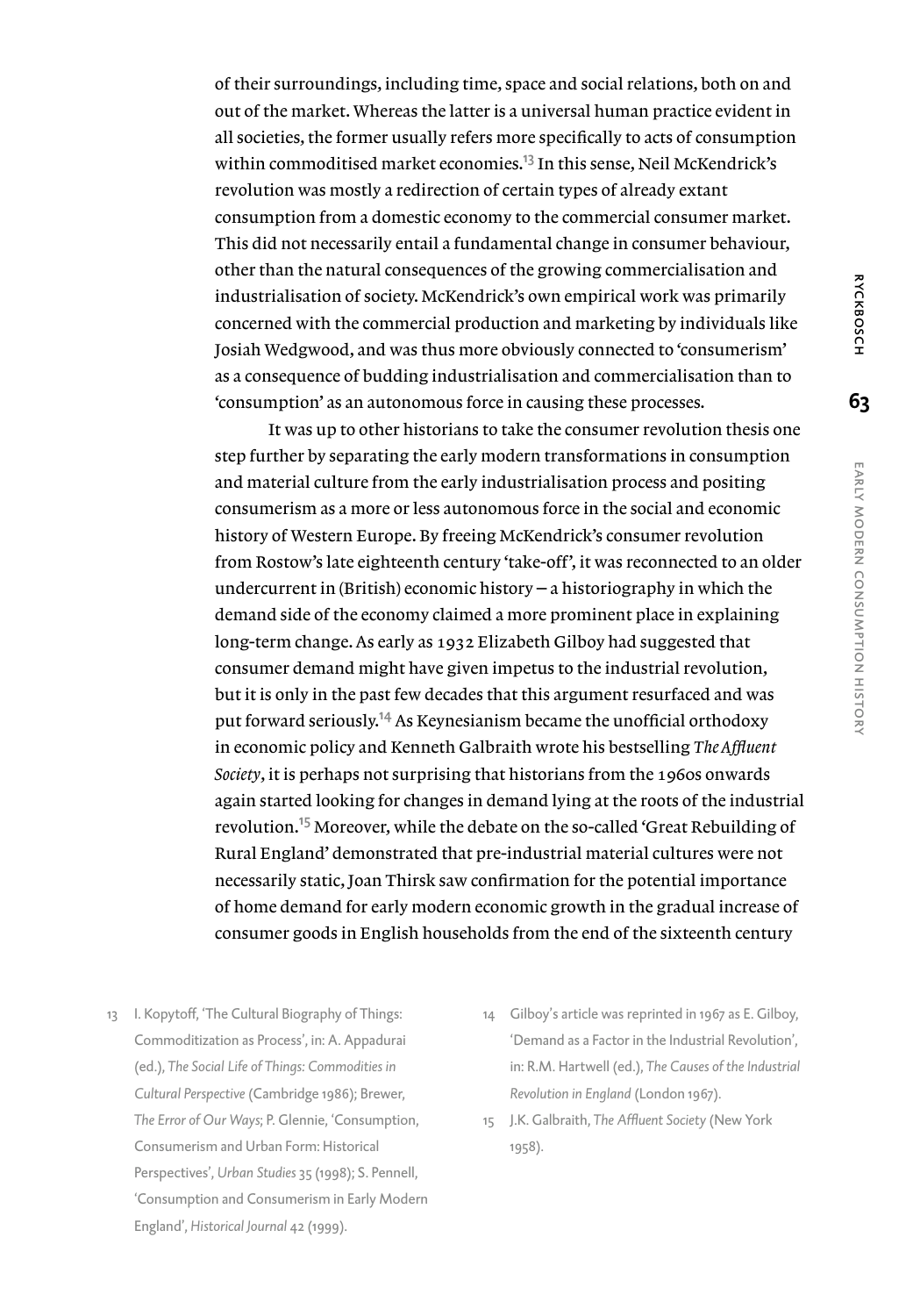of their surroundings, including time, space and social relations, both on and out of the market. Whereas the latter is a universal human practice evident in all societies, the former usually refers more specifically to acts of consumption within commoditised market economies.[13] In this sense, Neil McKendrick's revolution was mostly a redirection of certain types of already extant consumption from a domestic economy to the commercial consumer market. This did not necessarily entail a fundamental change in consumer behaviour, other than the natural consequences of the growing commercialisation and industrialisation of society. McKendrick's own empirical work was primarily concerned with the commercial production and marketing by individuals like Josiah Wedgwood, and was thus more obviously connected to 'consumerism' as a consequence of budding industrialisation and commercialisation than to 'consumption' as an autonomous force in causing these processes.

It was up to other historians to take the consumer revolution thesis one step further by separating the early modern transformations in consumption and material culture from the early industrialisation process and positing consumerism as a more or less autonomous force in the social and economic history of Western Europe. By freeing McKendrick's consumer revolution from Rostow's late eighteenth century 'take-off', it was reconnected to an older undercurrent in (British) economic history – a historiography in which the demand side of the economy claimed a more prominent place in explaining long-term change. As early as 1932 Elizabeth Gilboy had suggested that consumer demand might have given impetus to the industrial revolution, but it is only in the past few decades that this argument resurfaced and was put forward seriously.[14] As Keynesianism became the unofficial orthodoxy in economic policy and Kenneth Galbraith wrote his bestselling *The Affluent Society*, it is perhaps not surprising that historians from the 1960s onwards again started looking for changes in demand lying at the roots of the industrial revolution.[15] Moreover, while the debate on the so-called 'Great Rebuilding of Rural England' demonstrated that pre-industrial material cultures were not necessarily static, Joan Thirsk saw confirmation for the potential importance of home demand for early modern economic growth in the gradual increase of consumer goods in English households from the end of the sixteenth century

13 I. Kopytoff, 'The Cultural Biography of Things: Commoditization as Process', in: A. Appadurai (ed.), *The Social Life of Things: Commodities in Cultural Perspective* (Cambridge 1986); Brewer, *The Error of Our Ways*; P. Glennie, 'Consumption, Consumerism and Urban Form: Historical Perspectives', *Urban Studies* 35 (1998); S. Pennell, 'Consumption and Consumerism in Early Modern England', *Historical Journal* 42 (1999).

14 Gilboy's article was reprinted in 1967 as E. Gilboy, 'Demand as a Factor in the Industrial Revolution', in: R.M. Hartwell (ed.), *The Causes of the Industrial Revolution in England* (London 1967).

15 J.K. Galbraith, *The Affluent Society* (New York 1958).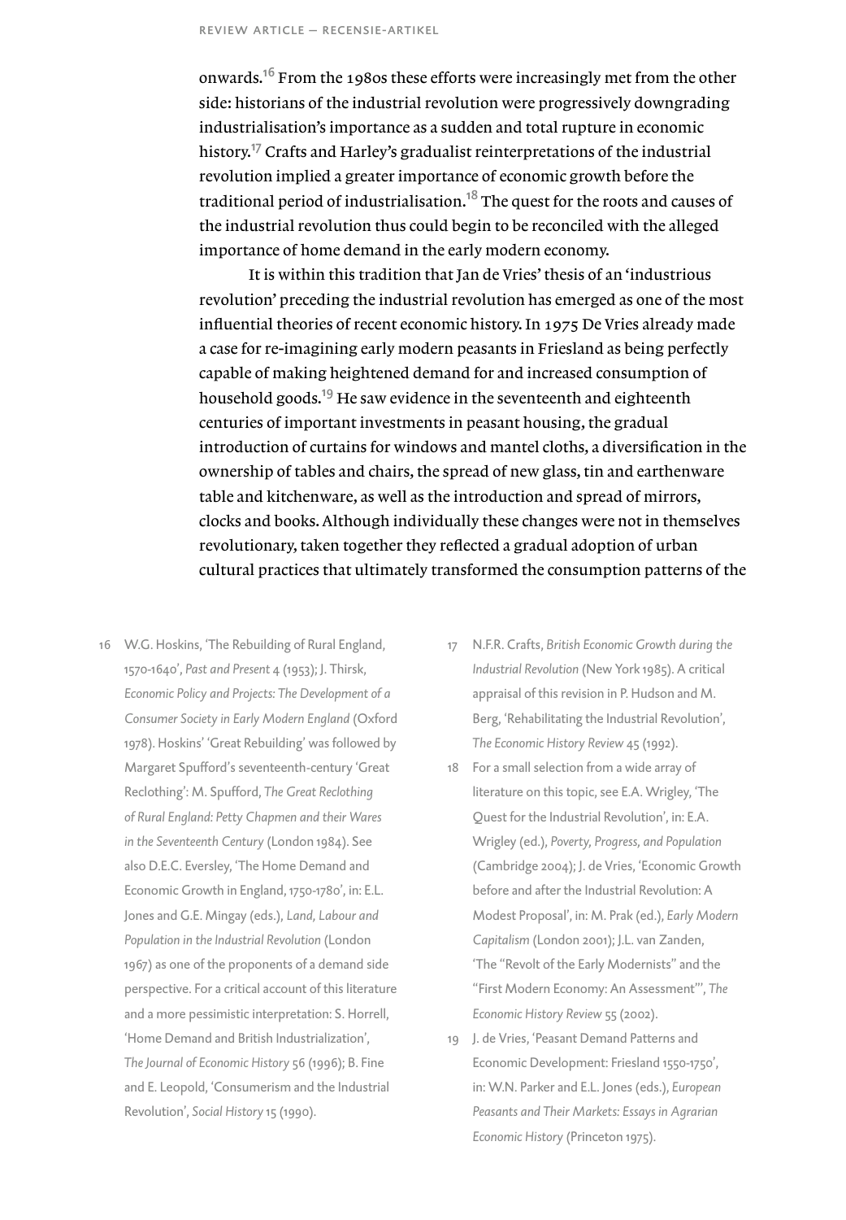onwards.[16] From the 1980s these efforts were increasingly met from the other side: historians of the industrial revolution were progressively downgrading industrialisation's importance as a sudden and total rupture in economic history.[17] Crafts and Harley's gradualist reinterpretations of the industrial revolution implied a greater importance of economic growth before the traditional period of industrialisation.[18] The quest for the roots and causes of the industrial revolution thus could begin to be reconciled with the alleged importance of home demand in the early modern economy.

It is within this tradition that Jan de Vries' thesis of an 'industrious revolution' preceding the industrial revolution has emerged as one of the most influential theories of recent economic history. In 1975 De Vries already made a case for re-imagining early modern peasants in Friesland as being perfectly capable of making heightened demand for and increased consumption of household goods.[19] He saw evidence in the seventeenth and eighteenth centuries of important investments in peasant housing, the gradual introduction of curtains for windows and mantel cloths, a diversification in the ownership of tables and chairs, the spread of new glass, tin and earthenware table and kitchenware, as well as the introduction and spread of mirrors, clocks and books. Although individually these changes were not in themselves revolutionary, taken together they reflected a gradual adoption of urban cultural practices that ultimately transformed the consumption patterns of the

16 W.G. Hoskins, 'The Rebuilding of Rural England, 1570-1640', *Past and Present* 4 (1953); J. Thirsk, *Economic Policy and Projects: The Development of a Consumer Society in Early Modern England* (Oxford 1978). Hoskins' 'Great Rebuilding' was followed by Margaret Spufford's seventeenth-century 'Great Reclothing': M. Spufford, *The Great Reclothing of Rural England: Petty Chapmen and their Wares in the Seventeenth Century* (London 1984). See also D.E.C. Eversley, 'The Home Demand and Economic Growth in England, 1750-1780', in: E.L. Jones and G.E. Mingay (eds.), *Land, Labour and Population in the Industrial Revolution* (London 1967) as one of the proponents of a demand side perspective. For a critical account of this literature and a more pessimistic interpretation: S. Horrell, 'Home Demand and British Industrialization', *The Journal of Economic History* 56 (1996); B. Fine and E. Leopold, 'Consumerism and the Industrial Revolution', *Social History* 15 (1990).

17 N.F.R. Crafts, *British Economic Growth during the Industrial Revolution* (New York 1985). A critical appraisal of this revision in P. Hudson and M. Berg, 'Rehabilitating the Industrial Revolution', *The Economic History Review* 45 (1992).

18 For a small selection from a wide array of literature on this topic, see E.A. Wrigley, 'The Quest for the Industrial Revolution', in: E.A. Wrigley (ed.), *Poverty, Progress, and Population* (Cambridge 2004); J. de Vries, 'Economic Growth before and after the Industrial Revolution: A Modest Proposal', in: M. Prak (ed.), *Early Modern Capitalism* (London 2001); J.L. van Zanden, 'The "Revolt of the Early Modernists" and the "First Modern Economy: An Assessment"', *The Economic History Review* 55 (2002).

19 J. de Vries, 'Peasant Demand Patterns and Economic Development: Friesland 1550-1750', in: W.N. Parker and E.L. Jones (eds.), *European Peasants and Their Markets: Essays in Agrarian Economic History* (Princeton 1975).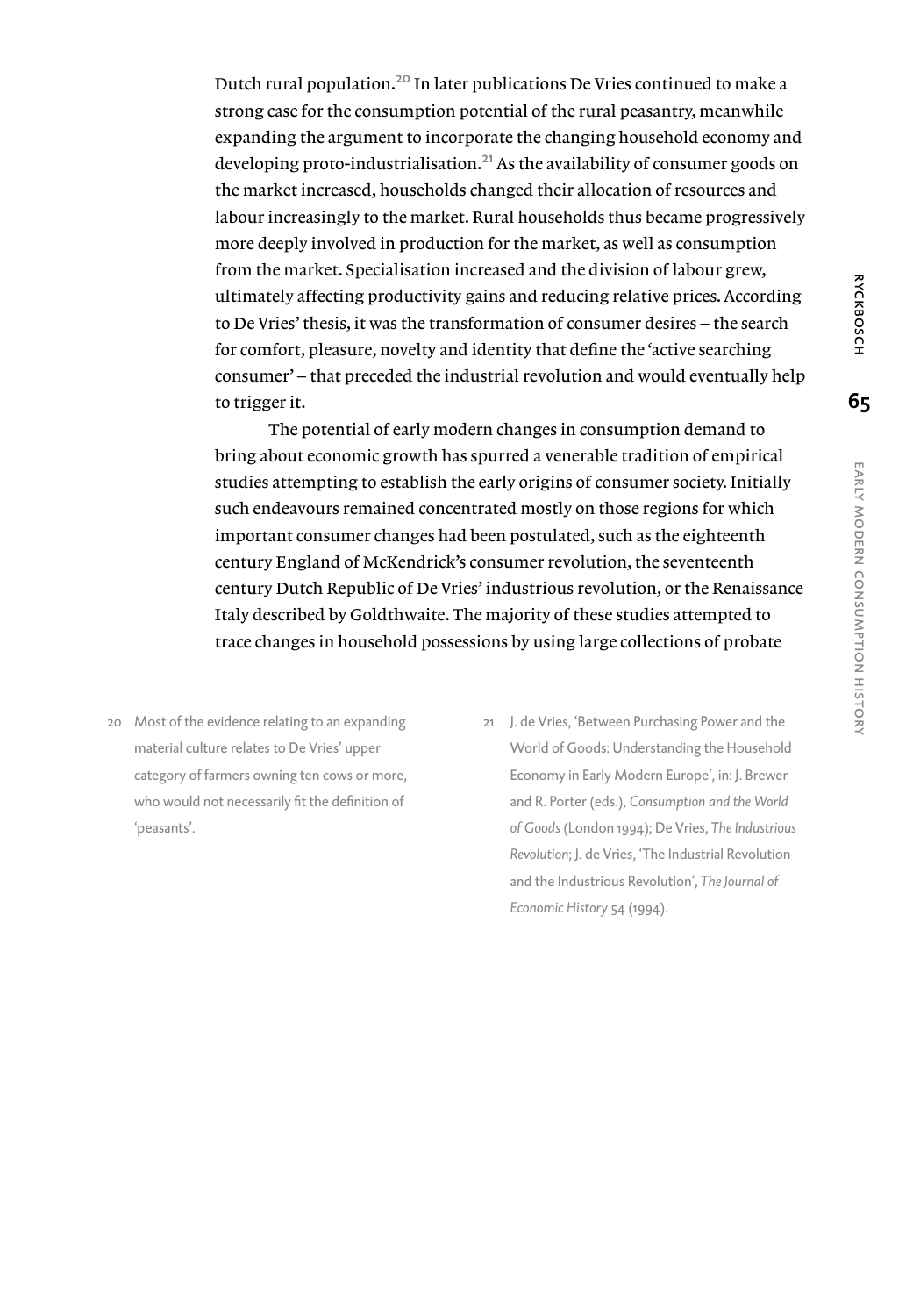Dutch rural population.[20] In later publications De Vries continued to make a strong case for the consumption potential of the rural peasantry, meanwhile expanding the argument to incorporate the changing household economy and developing proto-industrialisation.[21] As the availability of consumer goods on the market increased, households changed their allocation of resources and labour increasingly to the market. Rural households thus became progressively more deeply involved in production for the market, as well as consumption from the market. Specialisation increased and the division of labour grew, ultimately affecting productivity gains and reducing relative prices. According to De Vries' thesis, it was the transformation of consumer desires – the search for comfort, pleasure, novelty and identity that define the 'active searching consumer' – that preceded the industrial revolution and would eventually help to trigger it.

The potential of early modern changes in consumption demand to bring about economic growth has spurred a venerable tradition of empirical studies attempting to establish the early origins of consumer society. Initially such endeavours remained concentrated mostly on those regions for which important consumer changes had been postulated, such as the eighteenth century England of McKendrick's consumer revolution, the seventeenth century Dutch Republic of De Vries' industrious revolution, or the Renaissance Italy described by Goldthwaite. The majority of these studies attempted to trace changes in household possessions by using large collections of probate

20 Most of the evidence relating to an expanding material culture relates to De Vries' upper category of farmers owning ten cows or more, who would not necessarily fit the definition of 'peasants'.

21 J. de Vries, 'Between Purchasing Power and the World of Goods: Understanding the Household Economy in Early Modern Europe', in: J. Brewer and R. Porter (eds.), *Consumption and the World of Goods* (London 1994); De Vries, *The Industrious Revolution*; J. de Vries, 'The Industrial Revolution and the Industrious Revolution', *The Journal of Economic History* 54 (1994).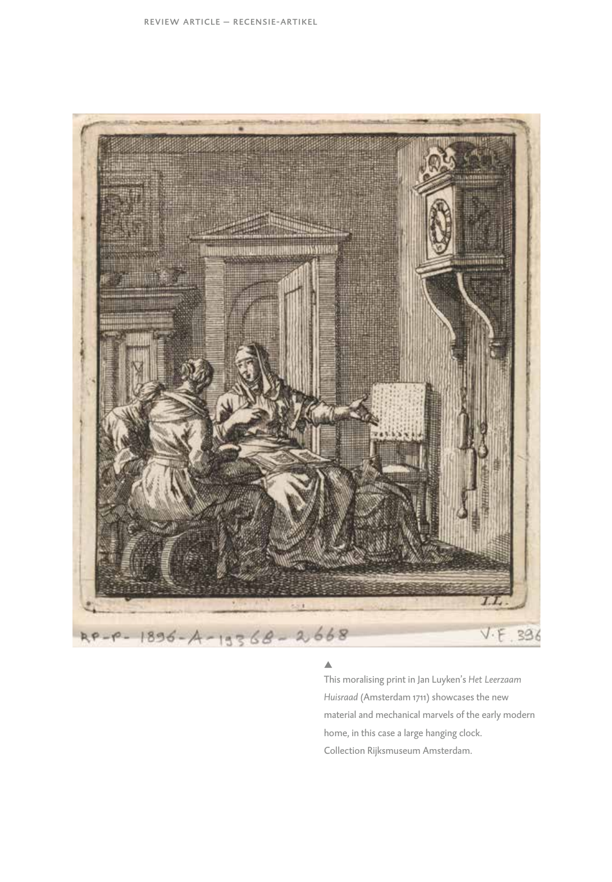▲
This moralising print in Jan Luyken's *Het Leerzaam Huisraad* (Amsterdam 1711) showcases the new material and mechanical marvels of the early modern home, in this case a large hanging clock. Collection Rijksmuseum Amsterdam.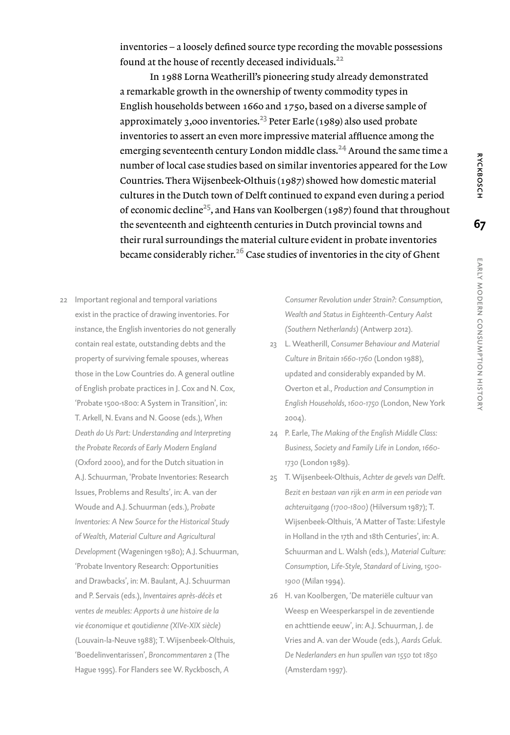inventories – a loosely defined source type recording the movable possessions found at the house of recently deceased individuals.[22]

In 1988 Lorna Weatherill's pioneering study already demonstrated a remarkable growth in the ownership of twenty commodity types in English households between 1660 and 1750, based on a diverse sample of approximately 3,000 inventories.[23] Peter Earle (1989) also used probate inventories to assert an even more impressive material affluence among the emerging seventeenth century London middle class.[24] Around the same time a number of local case studies based on similar inventories appeared for the Low Countries. Thera Wijsenbeek-Olthuis (1987) showed how domestic material cultures in the Dutch town of Delft continued to expand even during a period of economic decline[25], and Hans van Koolbergen (1987) found that throughout the seventeenth and eighteenth centuries in Dutch provincial towns and their rural surroundings the material culture evident in probate inventories became considerably richer.[26] Case studies of inventories in the city of Ghent

22 Important regional and temporal variations exist in the practice of drawing inventories. For instance, the English inventories do not generally contain real estate, outstanding debts and the property of surviving female spouses, whereas those in the Low Countries do. A general outline of English probate practices in J. Cox and N. Cox, 'Probate 1500-1800: A System in Transition', in: T. Arkell, N. Evans and N. Goose (eds.), *When Death do Us Part: Understanding and Interpreting the Probate Records of Early Modern England* (Oxford 2000), and for the Dutch situation in A.J. Schuurman, 'Probate Inventories: Research Issues, Problems and Results', in: A. van der Woude and A.J. Schuurman (eds.), *Probate Inventories: A New Source for the Historical Study of Wealth, Material Culture and Agricultural Development* (Wageningen 1980); A.J. Schuurman, 'Probate Inventory Research: Opportunities and Drawbacks', in: M. Baulant, A.J. Schuurman and P. Servais (eds.), *Inventaires après-décès et ventes de meubles: Apports à une histoire de la vie économique et qoutidienne (XIVe-XIX siècle)* (Louvain-la-Neuve 1988); T. Wijsenbeek-Olthuis, 'Boedelinventarissen', *Broncommentaren* 2 (The Hague 1995). For Flanders see W. Ryckbosch, *A Consumer Revolution under Strain?: Consumption, Wealth and Status in Eighteenth-Century Aalst (Southern Netherlands)* (Antwerp 2012).

23 L. Weatherill, *Consumer Behaviour and Material Culture in Britain 1660-1760* (London 1988), updated and considerably expanded by M. Overton et al., *Production and Consumption in English Households, 1600-1750* (London, New York 2004).

24 P. Earle, *The Making of the English Middle Class: Business, Society and Family Life in London, 1660-1730* (London 1989).

25 T. Wijsenbeek-Olthuis, *Achter de gevels van Delft. Bezit en bestaan van rijk en arm in een periode van achteruitgang (1700-1800)* (Hilversum 1987); T. Wijsenbeek-Olthuis, 'A Matter of Taste: Lifestyle in Holland in the 17th and 18th Centuries', in: A. Schuurman and L. Walsh (eds.), *Material Culture: Consumption, Life-Style, Standard of Living, 1500-1900* (Milan 1994).

26 H. van Koolbergen, 'De materiële cultuur van Weesp en Weesperkarspel in de zeventiende en achttiende eeuw', in: A.J. Schuurman, J. de Vries and A. van der Woude (eds.), *Aards Geluk. De Nederlanders en hun spullen van 1550 tot 1850* (Amsterdam 1997).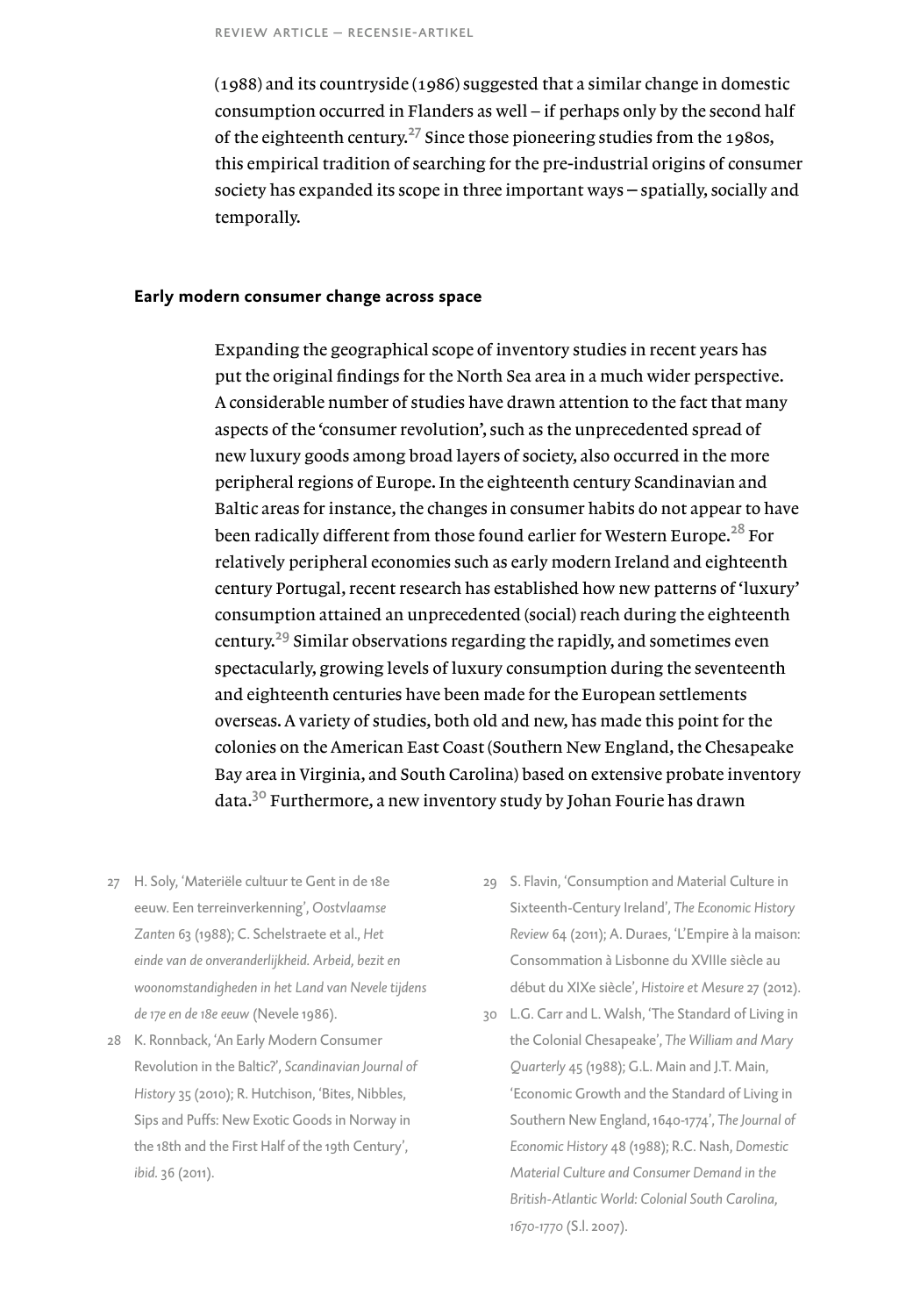(1988) and its countryside (1986) suggested that a similar change in domestic consumption occurred in Flanders as well – if perhaps only by the second half of the eighteenth century.[27] Since those pioneering studies from the 1980s, this empirical tradition of searching for the pre-industrial origins of consumer society has expanded its scope in three important ways – spatially, socially and temporally.

### Early modern consumer change across space

Expanding the geographical scope of inventory studies in recent years has put the original findings for the North Sea area in a much wider perspective. A considerable number of studies have drawn attention to the fact that many aspects of the 'consumer revolution', such as the unprecedented spread of new luxury goods among broad layers of society, also occurred in the more peripheral regions of Europe. In the eighteenth century Scandinavian and Baltic areas for instance, the changes in consumer habits do not appear to have been radically different from those found earlier for Western Europe.[28] For relatively peripheral economies such as early modern Ireland and eighteenth century Portugal, recent research has established how new patterns of 'luxury' consumption attained an unprecedented (social) reach during the eighteenth century.[29] Similar observations regarding the rapidly, and sometimes even spectacularly, growing levels of luxury consumption during the seventeenth and eighteenth centuries have been made for the European settlements overseas. A variety of studies, both old and new, has made this point for the colonies on the American East Coast (Southern New England, the Chesapeake Bay area in Virginia, and South Carolina) based on extensive probate inventory data.[30] Furthermore, a new inventory study by Johan Fourie has drawn

27 H. Soly, 'Materiële cultuur te Gent in de 18e eeuw. Een terreinverkenning', *Oostvlaamse Zanten* 63 (1988); C. Schelstraete et al., *Het einde van de onveranderlijkheid. Arbeid, bezit en woonomstandigheden in het Land van Nevele tijdens de 17e en de 18e eeuw* (Nevele 1986).

28 K. Ronnback, 'An Early Modern Consumer Revolution in the Baltic?', *Scandinavian Journal of History* 35 (2010); R. Hutchison, 'Bites, Nibbles, Sips and Puffs: New Exotic Goods in Norway in the 18th and the First Half of the 19th Century', *ibid.* 36 (2011).

29 S. Flavin, 'Consumption and Material Culture in Sixteenth-Century Ireland', *The Economic History Review* 64 (2011); A. Duraes, 'L'Empire à la maison: Consommation à Lisbonne du XVIIIe siècle au début du XIXe siècle', *Histoire et Mesure* 27 (2012).

30 L.G. Carr and L. Walsh, 'The Standard of Living in the Colonial Chesapeake', *The William and Mary Quarterly* 45 (1988); G.L. Main and J.T. Main, 'Economic Growth and the Standard of Living in Southern New England, 1640-1774', *The Journal of Economic History* 48 (1988); R.C. Nash, *Domestic Material Culture and Consumer Demand in the British-Atlantic World: Colonial South Carolina, 1670-1770* (S.l. 2007).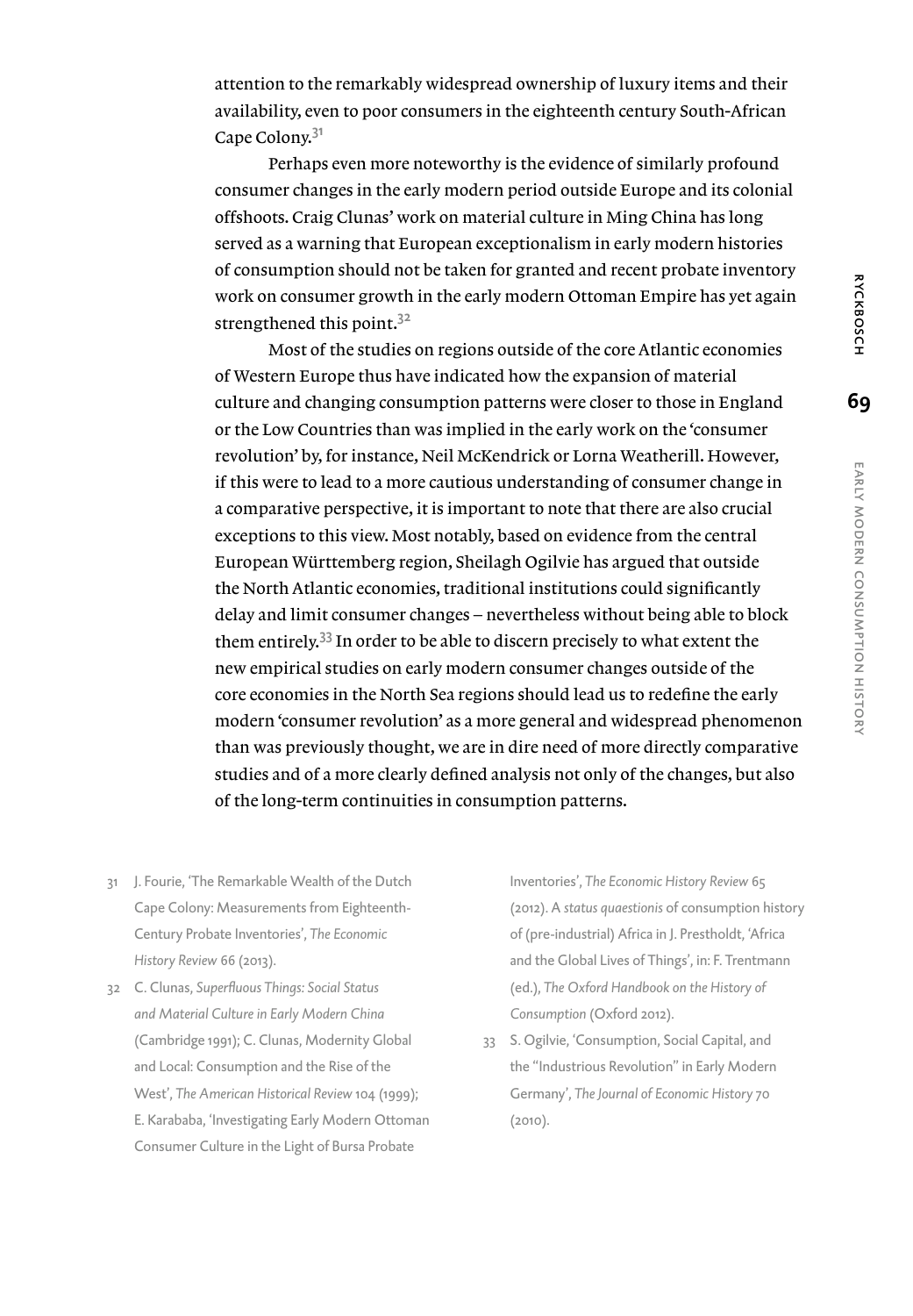attention to the remarkably widespread ownership of luxury items and their availability, even to poor consumers in the eighteenth century South-African Cape Colony.[31]

Perhaps even more noteworthy is the evidence of similarly profound consumer changes in the early modern period outside Europe and its colonial offshoots. Craig Clunas' work on material culture in Ming China has long served as a warning that European exceptionalism in early modern histories of consumption should not be taken for granted and recent probate inventory work on consumer growth in the early modern Ottoman Empire has yet again strengthened this point.[32]

Most of the studies on regions outside of the core Atlantic economies of Western Europe thus have indicated how the expansion of material culture and changing consumption patterns were closer to those in England or the Low Countries than was implied in the early work on the 'consumer revolution' by, for instance, Neil McKendrick or Lorna Weatherill. However, if this were to lead to a more cautious understanding of consumer change in a comparative perspective, it is important to note that there are also crucial exceptions to this view. Most notably, based on evidence from the central European Württemberg region, Sheilagh Ogilvie has argued that outside the North Atlantic economies, traditional institutions could significantly delay and limit consumer changes – nevertheless without being able to block them entirely.[33] In order to be able to discern precisely to what extent the new empirical studies on early modern consumer changes outside of the core economies in the North Sea regions should lead us to redefine the early modern 'consumer revolution' as a more general and widespread phenomenon than was previously thought, we are in dire need of more directly comparative studies and of a more clearly defined analysis not only of the changes, but also of the long-term continuities in consumption patterns.

31 J. Fourie, 'The Remarkable Wealth of the Dutch Cape Colony: Measurements from Eighteenth-Century Probate Inventories', *The Economic History Review* 66 (2013).

32 C. Clunas, *Superfluous Things: Social Status and Material Culture in Early Modern China* (Cambridge 1991); C. Clunas, Modernity Global and Local: Consumption and the Rise of the West', *The American Historical Review* 104 (1999); E. Karababa, 'Investigating Early Modern Ottoman Consumer Culture in the Light of Bursa Probate Inventories', *The Economic History Review* 65 (2012). A *status quaestionis* of consumption history of (pre-industrial) Africa in J. Prestholdt, 'Africa and the Global Lives of Things', in: F. Trentmann (ed.), *The Oxford Handbook on the History of Consumption* (Oxford 2012).

33 S. Ogilvie, 'Consumption, Social Capital, and the "Industrious Revolution" in Early Modern Germany', *The Journal of Economic History* 70 (2010).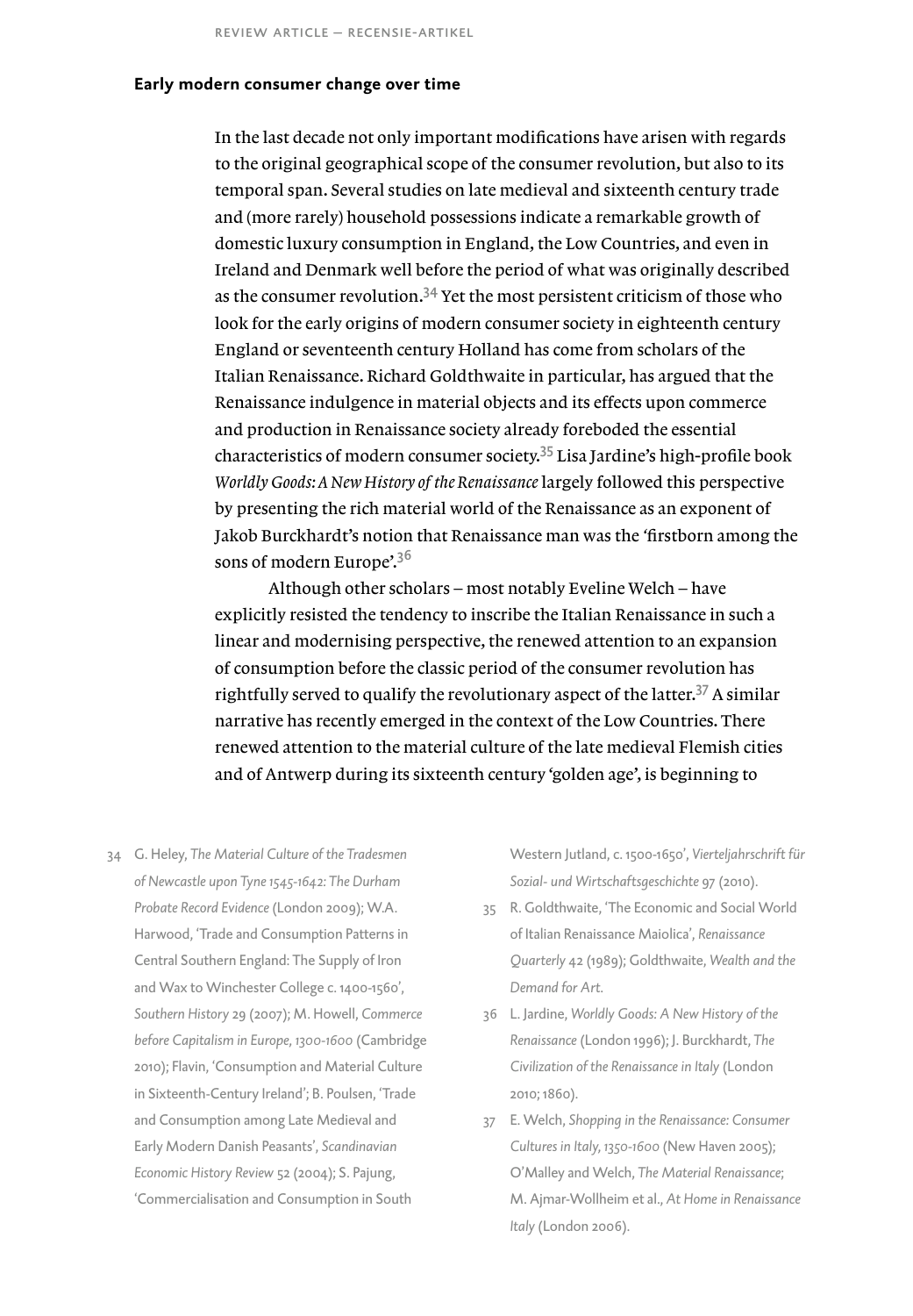## Early modern consumer change over time

In the last decade not only important modifications have arisen with regards to the original geographical scope of the consumer revolution, but also to its temporal span. Several studies on late medieval and sixteenth century trade and (more rarely) household possessions indicate a remarkable growth of domestic luxury consumption in England, the Low Countries, and even in Ireland and Denmark well before the period of what was originally described as the consumer revolution.[34] Yet the most persistent criticism of those who look for the early origins of modern consumer society in eighteenth century England or seventeenth century Holland has come from scholars of the Italian Renaissance. Richard Goldthwaite in particular, has argued that the Renaissance indulgence in material objects and its effects upon commerce and production in Renaissance society already foreboded the essential characteristics of modern consumer society.[35] Lisa Jardine's high-profile book *Worldly Goods: A New History of the Renaissance* largely followed this perspective by presenting the rich material world of the Renaissance as an exponent of Jakob Burckhardt's notion that Renaissance man was the 'firstborn among the sons of modern Europe'.[36]

Although other scholars – most notably Eveline Welch – have explicitly resisted the tendency to inscribe the Italian Renaissance in such a linear and modernising perspective, the renewed attention to an expansion of consumption before the classic period of the consumer revolution has rightfully served to qualify the revolutionary aspect of the latter.[37] A similar narrative has recently emerged in the context of the Low Countries. There renewed attention to the material culture of the late medieval Flemish cities and of Antwerp during its sixteenth century 'golden age', is beginning to

34 G. Heley, *The Material Culture of the Tradesmen of Newcastle upon Tyne 1545-1642: The Durham Probate Record Evidence* (London 2009); W.A. Harwood, 'Trade and Consumption Patterns in Central Southern England: The Supply of Iron and Wax to Winchester College c. 1400-1560', *Southern History* 29 (2007); M. Howell, *Commerce before Capitalism in Europe, 1300-1600* (Cambridge 2010); Flavin, 'Consumption and Material Culture in Sixteenth-Century Ireland'; B. Poulsen, 'Trade and Consumption among Late Medieval and Early Modern Danish Peasants', *Scandinavian Economic History Review* 52 (2004); S. Pajung, 'Commercialisation and Consumption in South Western Jutland, c. 1500-1650', *Vierteljahrschrift für Sozial- und Wirtschaftsgeschichte* 97 (2010).

35 R. Goldthwaite, 'The Economic and Social World of Italian Renaissance Maiolica', *Renaissance Quarterly* 42 (1989); Goldthwaite, *Wealth and the Demand for Art*.

36 L. Jardine, *Worldly Goods: A New History of the Renaissance* (London 1996); J. Burckhardt, *The Civilization of the Renaissance in Italy* (London 2010; 1860).

37 E. Welch, *Shopping in the Renaissance: Consumer Cultures in Italy, 1350-1600* (New Haven 2005); O'Malley and Welch, *The Material Renaissance*; M. Ajmar-Wollheim et al., *At Home in Renaissance Italy* (London 2006).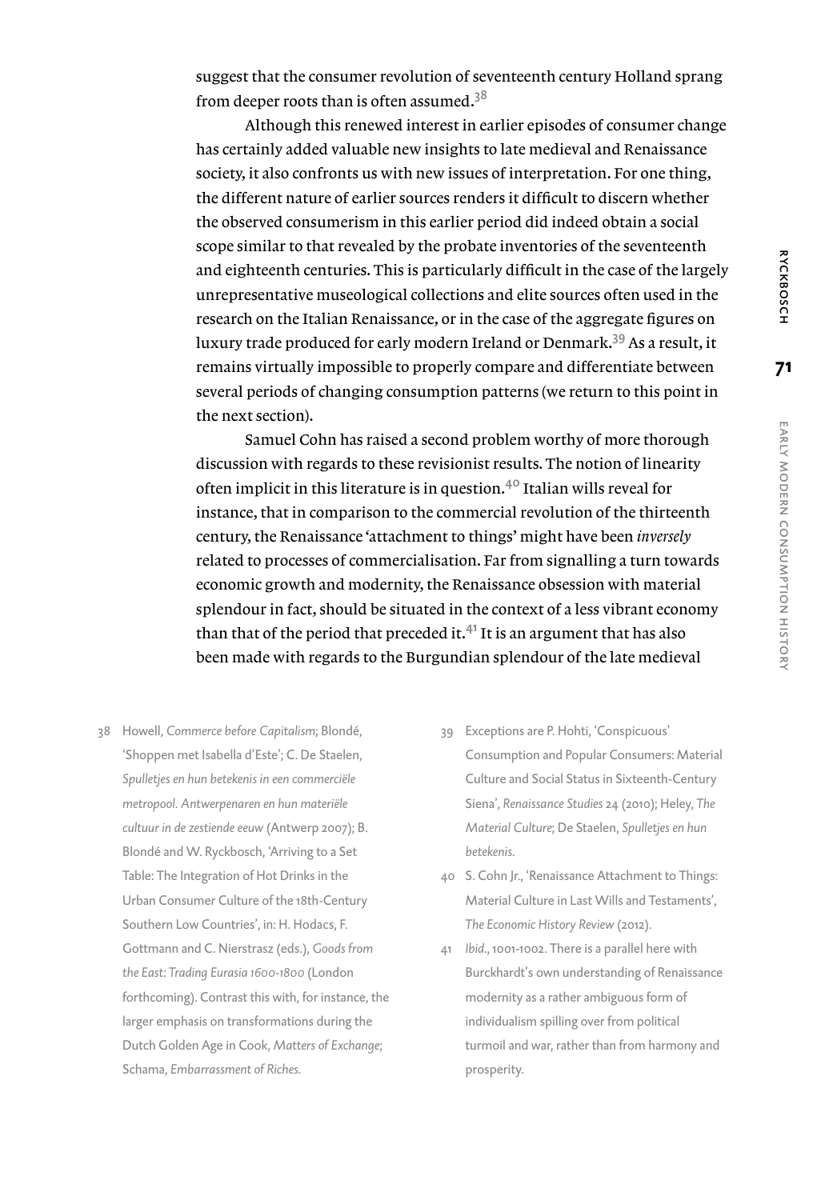suggest that the consumer revolution of seventeenth century Holland sprang from deeper roots than is often assumed.[38]

Although this renewed interest in earlier episodes of consumer change has certainly added valuable new insights to late medieval and Renaissance society, it also confronts us with new issues of interpretation. For one thing, the different nature of earlier sources renders it difficult to discern whether the observed consumerism in this earlier period did indeed obtain a social scope similar to that revealed by the probate inventories of the seventeenth and eighteenth centuries. This is particularly difficult in the case of the largely unrepresentative museological collections and elite sources often used in the research on the Italian Renaissance, or in the case of the aggregate figures on luxury trade produced for early modern Ireland or Denmark.[39] As a result, it remains virtually impossible to properly compare and differentiate between several periods of changing consumption patterns (we return to this point in the next section).

Samuel Cohn has raised a second problem worthy of more thorough discussion with regards to these revisionist results. The notion of linearity often implicit in this literature is in question.[40] Italian wills reveal for instance, that in comparison to the commercial revolution of the thirteenth century, the Renaissance 'attachment to things' might have been *inversely* related to processes of commercialisation. Far from signalling a turn towards economic growth and modernity, the Renaissance obsession with material splendour in fact, should be situated in the context of a less vibrant economy than that of the period that preceded it.[41] It is an argument that has also been made with regards to the Burgundian splendour of the late medieval

38 Howell, *Commerce before Capitalism*; Blondé, 'Shoppen met Isabella d'Este'; C. De Staelen, *Spulletjes en hun betekenis in een commerciële metropool. Antwerpenaren en hun materiële cultuur in de zestiende eeuw* (Antwerp 2007); B. Blondé and W. Ryckbosch, 'Arriving to a Set Table: The Integration of Hot Drinks in the Urban Consumer Culture of the 18th-Century Southern Low Countries', in: H. Hodacs, F. Gottmann and C. Nierstrasz (eds.), *Goods from the East: Trading Eurasia 1600-1800* (London forthcoming). Contrast this with, for instance, the larger emphasis on transformations during the Dutch Golden Age in Cook, *Matters of Exchange*; Schama, *Embarrassment of Riches*.

39 Exceptions are P. Hohti, 'Conspicuous' Consumption and Popular Consumers: Material Culture and Social Status in Sixteenth-Century Siena', *Renaissance Studies* 24 (2010); Heley, *The Material Culture*; De Staelen, *Spulletjes en hun betekenis*.

40 S. Cohn Jr., 'Renaissance Attachment to Things: Material Culture in Last Wills and Testaments', *The Economic History Review* (2012).

41 *Ibid.*, 1001-1002. There is a parallel here with Burckhardt's own understanding of Renaissance modernity as a rather ambiguous form of individualism spilling over from political turmoil and war, rather than from harmony and prosperity.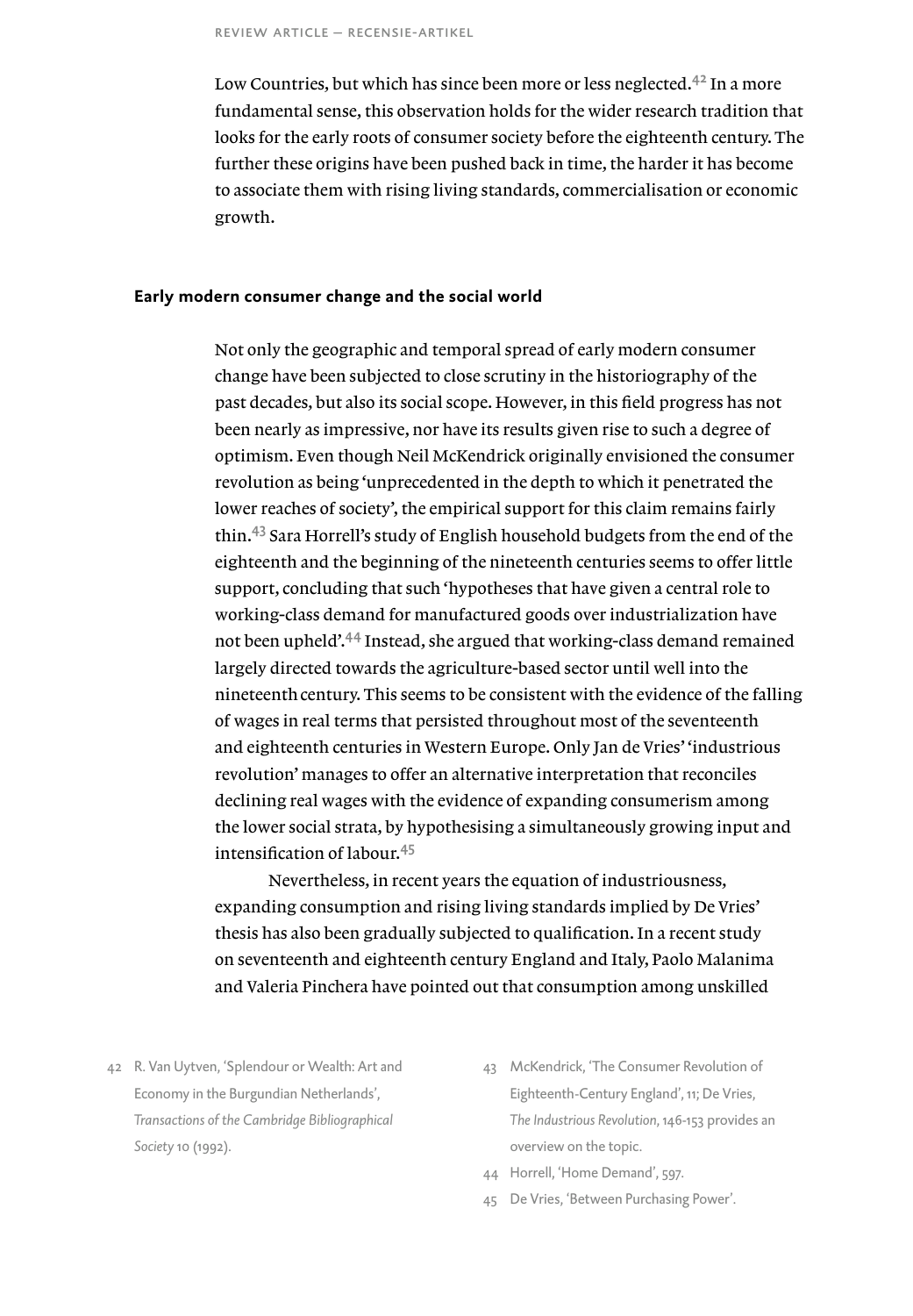Low Countries, but which has since been more or less neglected.[42] In a more fundamental sense, this observation holds for the wider research tradition that looks for the early roots of consumer society before the eighteenth century. The further these origins have been pushed back in time, the harder it has become to associate them with rising living standards, commercialisation or economic growth.

## Early modern consumer change and the social world

Not only the geographic and temporal spread of early modern consumer change have been subjected to close scrutiny in the historiography of the past decades, but also its social scope. However, in this field progress has not been nearly as impressive, nor have its results given rise to such a degree of optimism. Even though Neil McKendrick originally envisioned the consumer revolution as being 'unprecedented in the depth to which it penetrated the lower reaches of society', the empirical support for this claim remains fairly thin.[43] Sara Horrell's study of English household budgets from the end of the eighteenth and the beginning of the nineteenth centuries seems to offer little support, concluding that such 'hypotheses that have given a central role to working-class demand for manufactured goods over industrialization have not been upheld'.[44] Instead, she argued that working-class demand remained largely directed towards the agriculture-based sector until well into the nineteenth century. This seems to be consistent with the evidence of the falling of wages in real terms that persisted throughout most of the seventeenth and eighteenth centuries in Western Europe. Only Jan de Vries' 'industrious revolution' manages to offer an alternative interpretation that reconciles declining real wages with the evidence of expanding consumerism among the lower social strata, by hypothesising a simultaneously growing input and intensification of labour.[45]

Nevertheless, in recent years the equation of industriousness, expanding consumption and rising living standards implied by De Vries' thesis has also been gradually subjected to qualification. In a recent study on seventeenth and eighteenth century England and Italy, Paolo Malanima and Valeria Pinchera have pointed out that consumption among unskilled

42 R. Van Uytven, 'Splendour or Wealth: Art and Economy in the Burgundian Netherlands', *Transactions of the Cambridge Bibliographical Society* 10 (1992).

43 McKendrick, 'The Consumer Revolution of Eighteenth-Century England', 11; De Vries, *The Industrious Revolution*, 146-153 provides an overview on the topic.

44 Horrell, 'Home Demand', 597.

45 De Vries, 'Between Purchasing Power'.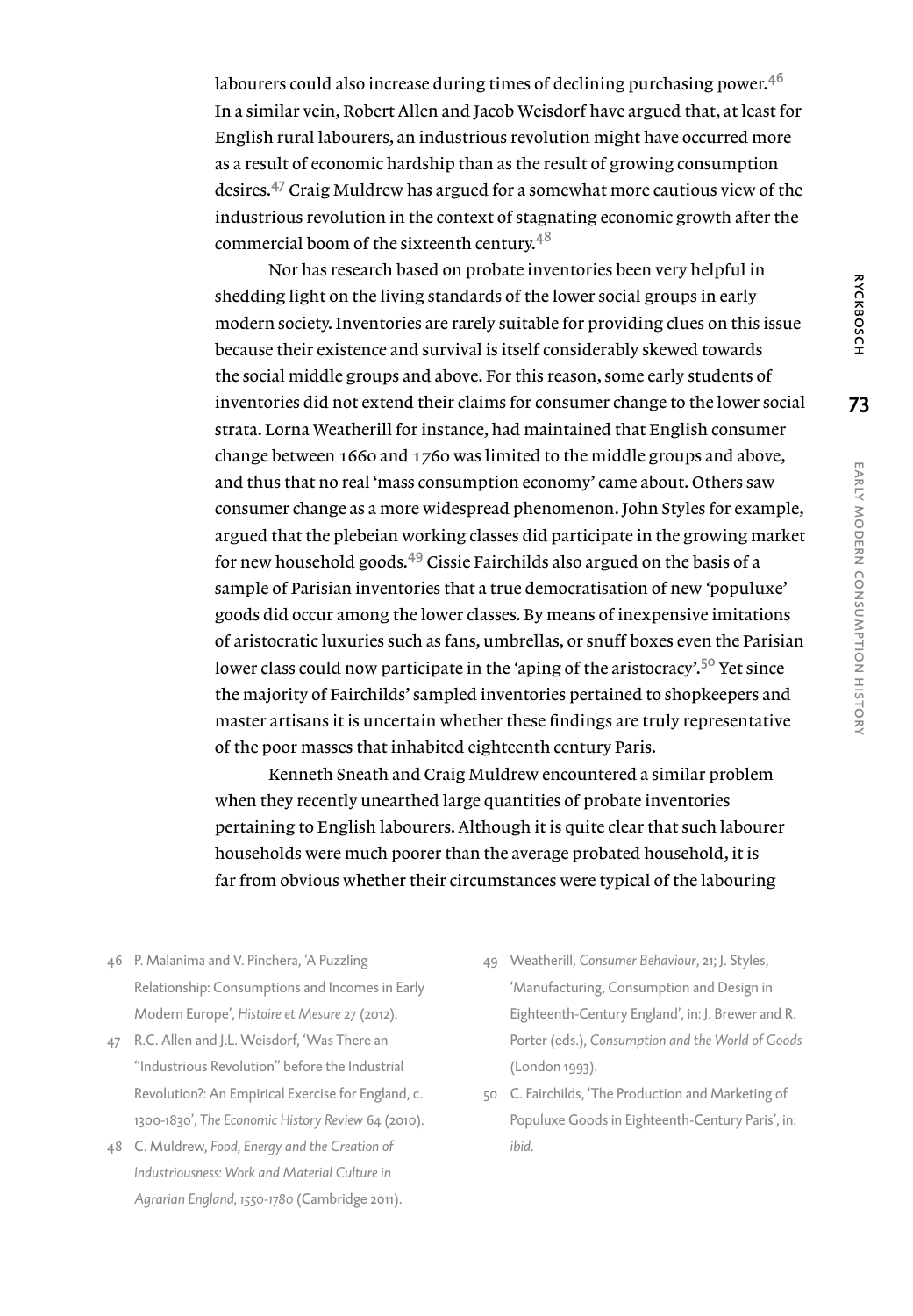labourers could also increase during times of declining purchasing power.[46] In a similar vein, Robert Allen and Jacob Weisdorf have argued that, at least for English rural labourers, an industrious revolution might have occurred more as a result of economic hardship than as the result of growing consumption desires.[47] Craig Muldrew has argued for a somewhat more cautious view of the industrious revolution in the context of stagnating economic growth after the commercial boom of the sixteenth century.[48]

Nor has research based on probate inventories been very helpful in shedding light on the living standards of the lower social groups in early modern society. Inventories are rarely suitable for providing clues on this issue because their existence and survival is itself considerably skewed towards the social middle groups and above. For this reason, some early students of inventories did not extend their claims for consumer change to the lower social strata. Lorna Weatherill for instance, had maintained that English consumer change between 1660 and 1760 was limited to the middle groups and above, and thus that no real 'mass consumption economy' came about. Others saw consumer change as a more widespread phenomenon. John Styles for example, argued that the plebeian working classes did participate in the growing market for new household goods.[49] Cissie Fairchilds also argued on the basis of a sample of Parisian inventories that a true democratisation of new 'populuxe' goods did occur among the lower classes. By means of inexpensive imitations of aristocratic luxuries such as fans, umbrellas, or snuff boxes even the Parisian lower class could now participate in the 'aping of the aristocracy'.[50] Yet since the majority of Fairchilds' sampled inventories pertained to shopkeepers and master artisans it is uncertain whether these findings are truly representative of the poor masses that inhabited eighteenth century Paris.

Kenneth Sneath and Craig Muldrew encountered a similar problem when they recently unearthed large quantities of probate inventories pertaining to English labourers. Although it is quite clear that such labourer households were much poorer than the average probated household, it is far from obvious whether their circumstances were typical of the labouring

46 P. Malanima and V. Pinchera, 'A Puzzling Relationship: Consumptions and Incomes in Early Modern Europe', *Histoire et Mesure* 27 (2012).

47 R.C. Allen and J.L. Weisdorf, 'Was There an "Industrious Revolution" before the Industrial Revolution?: An Empirical Exercise for England, c. 1300-1830', *The Economic History Review* 64 (2010).

48 C. Muldrew, *Food, Energy and the Creation of Industriousness: Work and Material Culture in Agrarian England, 1550-1780* (Cambridge 2011).

49 Weatherill, *Consumer Behaviour*, 21; J. Styles, 'Manufacturing, Consumption and Design in Eighteenth-Century England', in: J. Brewer and R. Porter (eds.), *Consumption and the World of Goods* (London 1993).

50 C. Fairchilds, 'The Production and Marketing of Populuxe Goods in Eighteenth-Century Paris', in: *ibid*.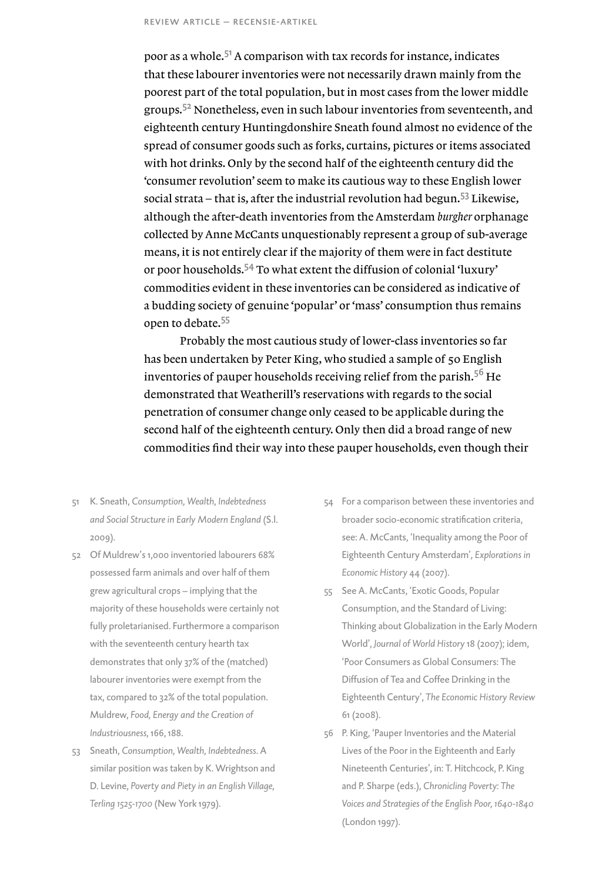poor as a whole.[51] A comparison with tax records for instance, indicates that these labourer inventories were not necessarily drawn mainly from the poorest part of the total population, but in most cases from the lower middle groups.[52] Nonetheless, even in such labour inventories from seventeenth, and eighteenth century Huntingdonshire Sneath found almost no evidence of the spread of consumer goods such as forks, curtains, pictures or items associated with hot drinks. Only by the second half of the eighteenth century did the 'consumer revolution' seem to make its cautious way to these English lower social strata – that is, after the industrial revolution had begun.[53] Likewise, although the after-death inventories from the Amsterdam *burgher* orphanage collected by Anne McCants unquestionably represent a group of sub-average means, it is not entirely clear if the majority of them were in fact destitute or poor households.[54] To what extent the diffusion of colonial 'luxury' commodities evident in these inventories can be considered as indicative of a budding society of genuine 'popular' or 'mass' consumption thus remains open to debate.[55]

Probably the most cautious study of lower-class inventories so far has been undertaken by Peter King, who studied a sample of 50 English inventories of pauper households receiving relief from the parish.[56] He demonstrated that Weatherill's reservations with regards to the social penetration of consumer change only ceased to be applicable during the second half of the eighteenth century. Only then did a broad range of new commodities find their way into these pauper households, even though their

51 K. Sneath, *Consumption, Wealth, Indebtedness and Social Structure in Early Modern England* (S.l. 2009).

52 Of Muldrew's 1,000 inventoried labourers 68% possessed farm animals and over half of them grew agricultural crops – implying that the majority of these households were certainly not fully proletarianised. Furthermore a comparison with the seventeenth century hearth tax demonstrates that only 37% of the (matched) labourer inventories were exempt from the tax, compared to 32% of the total population. Muldrew, *Food, Energy and the Creation of Industriousness*, 166, 188.

53 Sneath, *Consumption, Wealth, Indebtedness*. A similar position was taken by K. Wrightson and D. Levine, *Poverty and Piety in an English Village, Terling 1525-1700* (New York 1979).

54 For a comparison between these inventories and broader socio-economic stratification criteria, see: A. McCants, 'Inequality among the Poor of Eighteenth Century Amsterdam', *Explorations in Economic History* 44 (2007).

55 See A. McCants, 'Exotic Goods, Popular Consumption, and the Standard of Living: Thinking about Globalization in the Early Modern World', *Journal of World History* 18 (2007); idem, 'Poor Consumers as Global Consumers: The Diffusion of Tea and Coffee Drinking in the Eighteenth Century', *The Economic History Review* 61 (2008).

56 P. King, 'Pauper Inventories and the Material Lives of the Poor in the Eighteenth and Early Nineteenth Centuries', in: T. Hitchcock, P. King and P. Sharpe (eds.), *Chronicling Poverty: The Voices and Strategies of the English Poor, 1640-1840* (London 1997).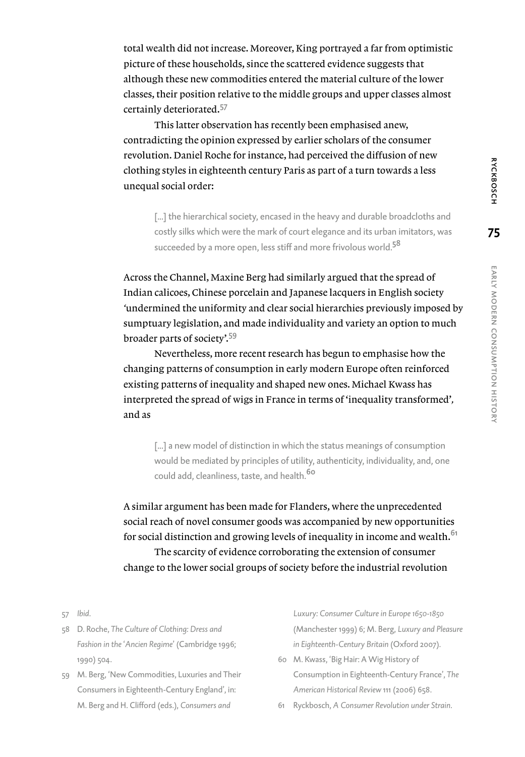total wealth did not increase. Moreover, King portrayed a far from optimistic picture of these households, since the scattered evidence suggests that although these new commodities entered the material culture of the lower classes, their position relative to the middle groups and upper classes almost certainly deteriorated.[57]

This latter observation has recently been emphasised anew, contradicting the opinion expressed by earlier scholars of the consumer revolution. Daniel Roche for instance, had perceived the diffusion of new clothing styles in eighteenth century Paris as part of a turn towards a less unequal social order:

> [...] the hierarchical society, encased in the heavy and durable broadcloths and costly silks which were the mark of court elegance and its urban imitators, was succeeded by a more open, less stiff and more frivolous world.[58]

Across the Channel, Maxine Berg had similarly argued that the spread of Indian calicoes, Chinese porcelain and Japanese lacquers in English society 'undermined the uniformity and clear social hierarchies previously imposed by sumptuary legislation, and made individuality and variety an option to much broader parts of society'.[59]

Nevertheless, more recent research has begun to emphasise how the changing patterns of consumption in early modern Europe often reinforced existing patterns of inequality and shaped new ones. Michael Kwass has interpreted the spread of wigs in France in terms of 'inequality transformed', and as

> [...] a new model of distinction in which the status meanings of consumption would be mediated by principles of utility, authenticity, individuality, and, one could add, cleanliness, taste, and health.[60]

A similar argument has been made for Flanders, where the unprecedented social reach of novel consumer goods was accompanied by new opportunities for social distinction and growing levels of inequality in income and wealth.[61]

The scarcity of evidence corroborating the extension of consumer change to the lower social groups of society before the industrial revolution

---

57 *Ibid.*

58 D. Roche, *The Culture of Clothing: Dress and Fashion in the 'Ancien Regime'* (Cambridge 1996; 1990) 504.

59 M. Berg, 'New Commodities, Luxuries and Their Consumers in Eighteenth-Century England', in: M. Berg and H. Clifford (eds.), *Consumers and Luxury: Consumer Culture in Europe 1650-1850* (Manchester 1999) 6; M. Berg, *Luxury and Pleasure in Eighteenth-Century Britain* (Oxford 2007).

60 M. Kwass, 'Big Hair: A Wig History of Consumption in Eighteenth-Century France', *The American Historical Review* 111 (2006) 658.

61 Ryckbosch, *A Consumer Revolution under Strain.*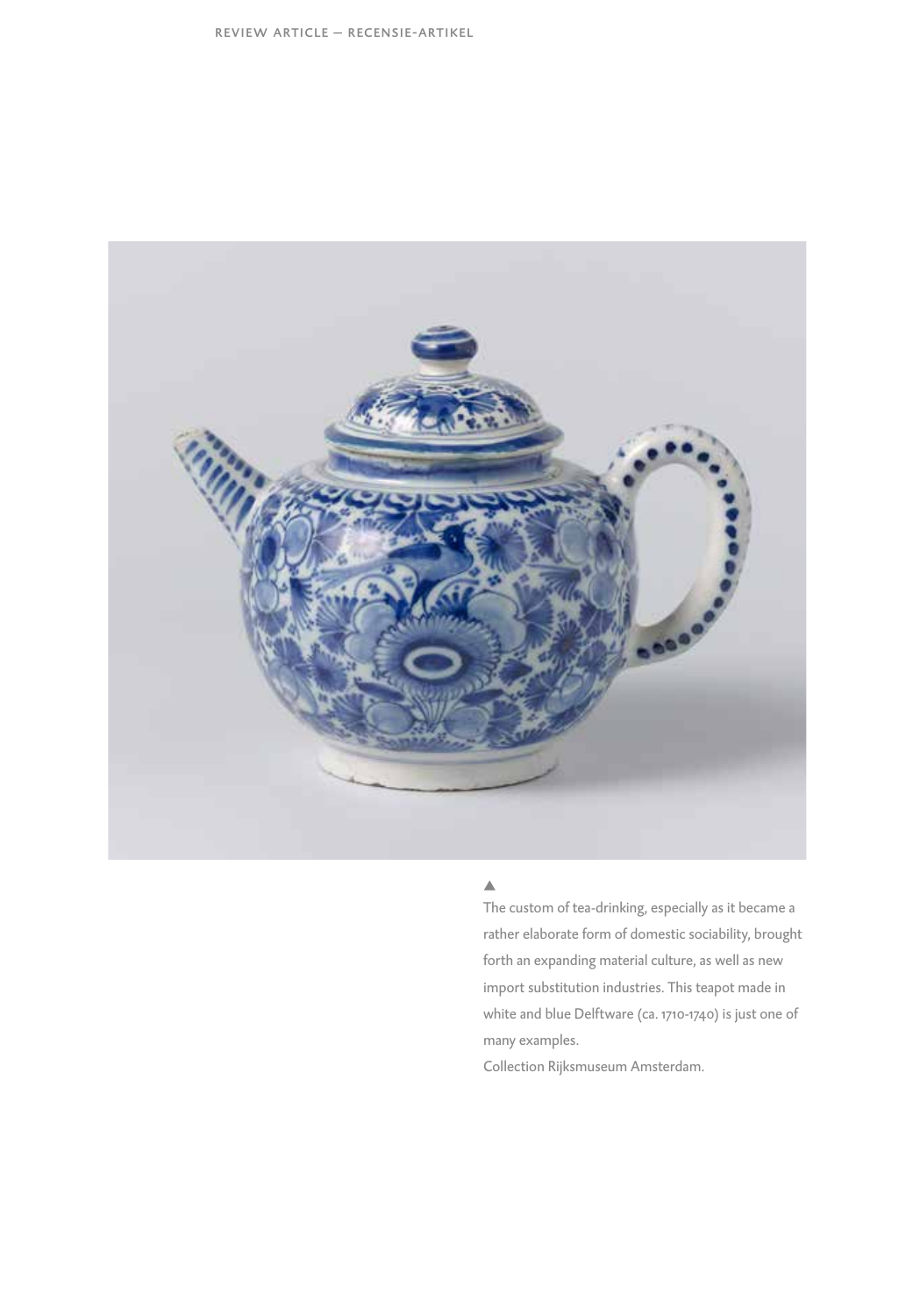▲

The custom of tea-drinking, especially as it became a rather elaborate form of domestic sociability, brought forth an expanding material culture, as well as new import substitution industries. This teapot made in white and blue Delftware (ca. 1710-1740) is just one of many examples.

Collection Rijksmuseum Amsterdam.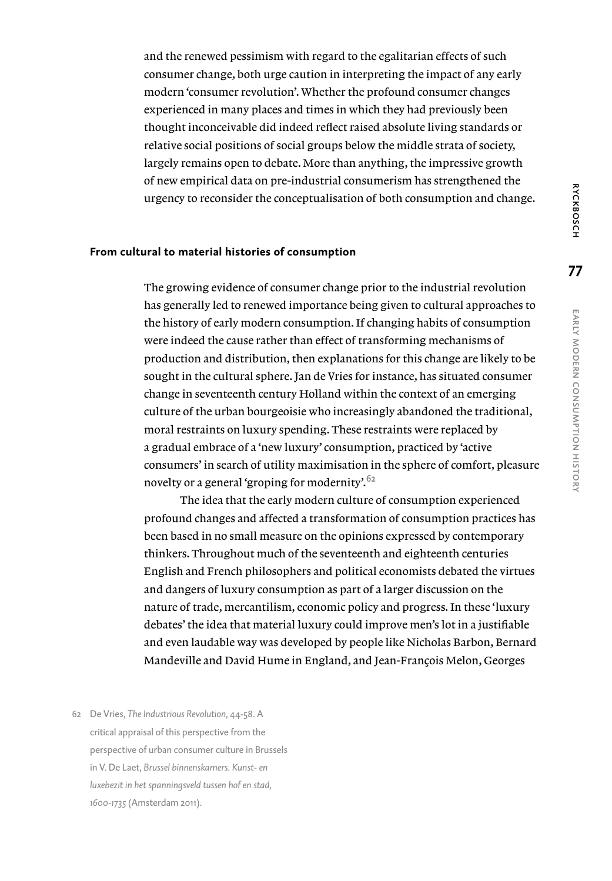and the renewed pessimism with regard to the egalitarian effects of such consumer change, both urge caution in interpreting the impact of any early modern 'consumer revolution'. Whether the profound consumer changes experienced in many places and times in which they had previously been thought inconceivable did indeed reflect raised absolute living standards or relative social positions of social groups below the middle strata of society, largely remains open to debate. More than anything, the impressive growth of new empirical data on pre-industrial consumerism has strengthened the urgency to reconsider the conceptualisation of both consumption and change.

### From cultural to material histories of consumption

The growing evidence of consumer change prior to the industrial revolution has generally led to renewed importance being given to cultural approaches to the history of early modern consumption. If changing habits of consumption were indeed the cause rather than effect of transforming mechanisms of production and distribution, then explanations for this change are likely to be sought in the cultural sphere. Jan de Vries for instance, has situated consumer change in seventeenth century Holland within the context of an emerging culture of the urban bourgeoisie who increasingly abandoned the traditional, moral restraints on luxury spending. These restraints were replaced by a gradual embrace of a 'new luxury' consumption, practiced by 'active consumers' in search of utility maximisation in the sphere of comfort, pleasure novelty or a general 'groping for modernity'.[62]

The idea that the early modern culture of consumption experienced profound changes and affected a transformation of consumption practices has been based in no small measure on the opinions expressed by contemporary thinkers. Throughout much of the seventeenth and eighteenth centuries English and French philosophers and political economists debated the virtues and dangers of luxury consumption as part of a larger discussion on the nature of trade, mercantilism, economic policy and progress. In these 'luxury debates' the idea that material luxury could improve men's lot in a justifiable and even laudable way was developed by people like Nicholas Barbon, Bernard Mandeville and David Hume in England, and Jean-François Melon, Georges

62 De Vries, *The Industrious Revolution*, 44-58. A critical appraisal of this perspective from the perspective of urban consumer culture in Brussels in V. De Laet, *Brussel binnenskamers. Kunst- en luxebezit in het spanningsveld tussen hof en stad, 1600-1735* (Amsterdam 2011).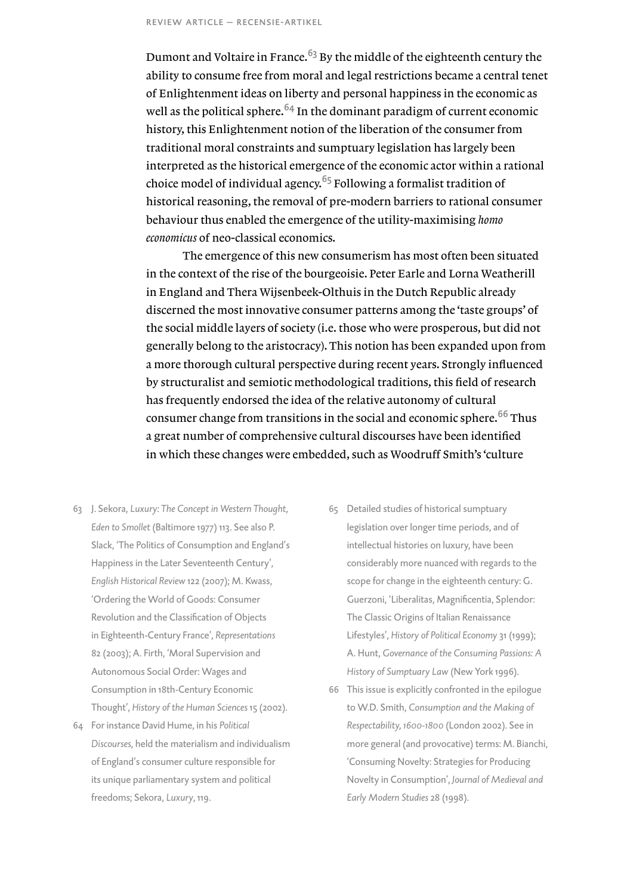Dumont and Voltaire in France.[63] By the middle of the eighteenth century the ability to consume free from moral and legal restrictions became a central tenet of Enlightenment ideas on liberty and personal happiness in the economic as well as the political sphere.[64] In the dominant paradigm of current economic history, this Enlightenment notion of the liberation of the consumer from traditional moral constraints and sumptuary legislation has largely been interpreted as the historical emergence of the economic actor within a rational choice model of individual agency.[65] Following a formalist tradition of historical reasoning, the removal of pre-modern barriers to rational consumer behaviour thus enabled the emergence of the utility-maximising *homo economicus* of neo-classical economics.

The emergence of this new consumerism has most often been situated in the context of the rise of the bourgeoisie. Peter Earle and Lorna Weatherill in England and Thera Wijsenbeek-Olthuis in the Dutch Republic already discerned the most innovative consumer patterns among the 'taste groups' of the social middle layers of society (i.e. those who were prosperous, but did not generally belong to the aristocracy). This notion has been expanded upon from a more thorough cultural perspective during recent years. Strongly influenced by structuralist and semiotic methodological traditions, this field of research has frequently endorsed the idea of the relative autonomy of cultural consumer change from transitions in the social and economic sphere.[66] Thus a great number of comprehensive cultural discourses have been identified in which these changes were embedded, such as Woodruff Smith's 'culture

63 J. Sekora, *Luxury: The Concept in Western Thought, Eden to Smollet* (Baltimore 1977) 113. See also P. Slack, 'The Politics of Consumption and England's Happiness in the Later Seventeenth Century', *English Historical Review* 122 (2007); M. Kwass, 'Ordering the World of Goods: Consumer Revolution and the Classification of Objects in Eighteenth-Century France', *Representations* 82 (2003); A. Firth, 'Moral Supervision and Autonomous Social Order: Wages and Consumption in 18th-Century Economic Thought', *History of the Human Sciences* 15 (2002).

64 For instance David Hume, in his *Political Discourses*, held the materialism and individualism of England's consumer culture responsible for its unique parliamentary system and political freedoms; Sekora, *Luxury*, 119.

65 Detailed studies of historical sumptuary legislation over longer time periods, and of intellectual histories on luxury, have been considerably more nuanced with regards to the scope for change in the eighteenth century: G. Guerzoni, 'Liberalitas, Magnificentia, Splendor: The Classic Origins of Italian Renaissance Lifestyles', *History of Political Economy* 31 (1999); A. Hunt, *Governance of the Consuming Passions: A History of Sumptuary Law* (New York 1996).

66 This issue is explicitly confronted in the epilogue to W.D. Smith, *Consumption and the Making of Respectability, 1600-1800* (London 2002). See in more general (and provocative) terms: M. Bianchi, 'Consuming Novelty: Strategies for Producing Novelty in Consumption', *Journal of Medieval and Early Modern Studies* 28 (1998).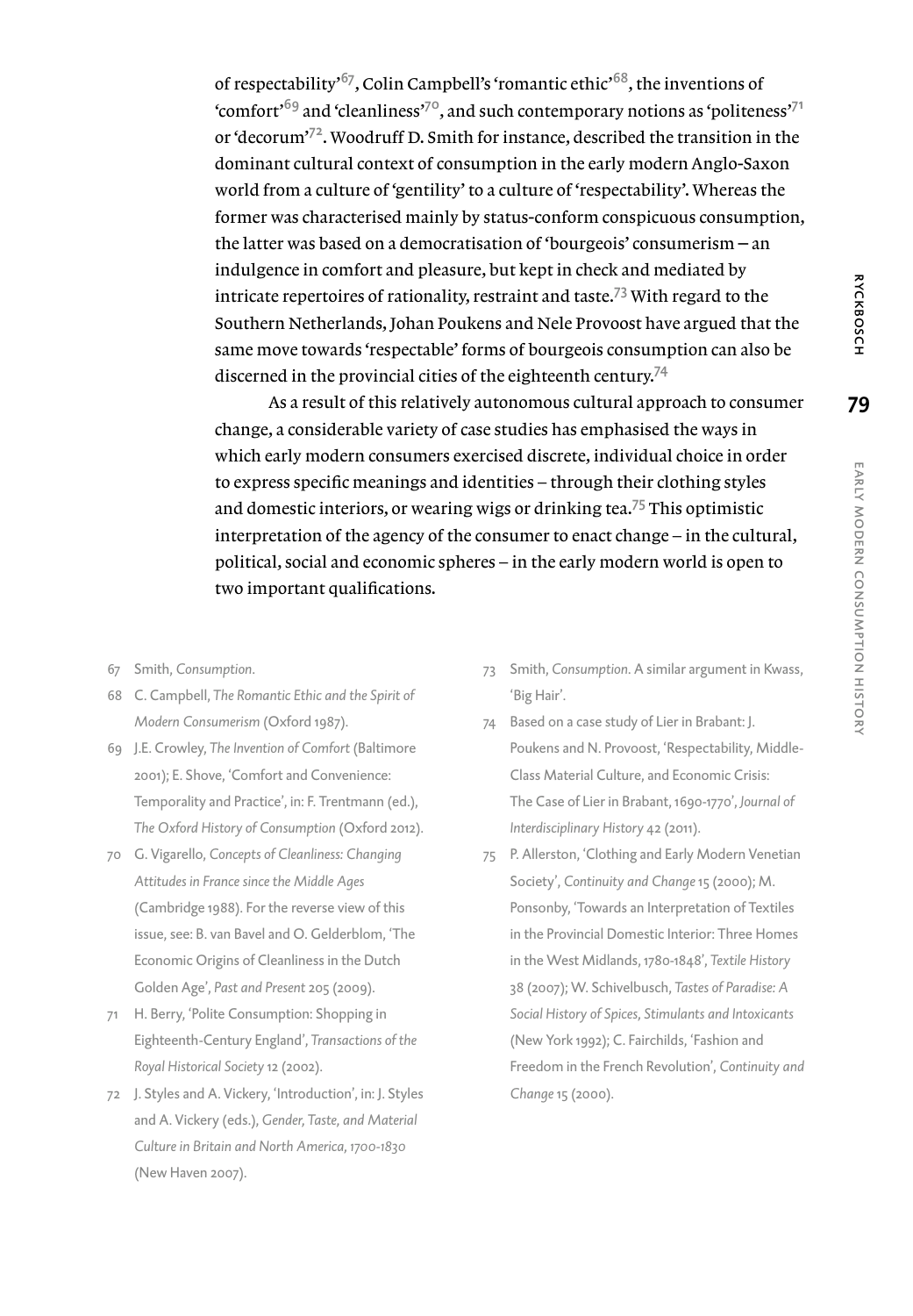of respectability'[67], Colin Campbell's 'romantic ethic'[68], the inventions of 'comfort'[69] and 'cleanliness'[70], and such contemporary notions as 'politeness'[71] or 'decorum'[72]. Woodruff D. Smith for instance, described the transition in the dominant cultural context of consumption in the early modern Anglo-Saxon world from a culture of 'gentility' to a culture of 'respectability'. Whereas the former was characterised mainly by status-conform conspicuous consumption, the latter was based on a democratisation of 'bourgeois' consumerism – an indulgence in comfort and pleasure, but kept in check and mediated by intricate repertoires of rationality, restraint and taste.[73] With regard to the Southern Netherlands, Johan Poukens and Nele Provoost have argued that the same move towards 'respectable' forms of bourgeois consumption can also be discerned in the provincial cities of the eighteenth century.[74]

As a result of this relatively autonomous cultural approach to consumer change, a considerable variety of case studies has emphasised the ways in which early modern consumers exercised discrete, individual choice in order to express specific meanings and identities – through their clothing styles and domestic interiors, or wearing wigs or drinking tea.[75] This optimistic interpretation of the agency of the consumer to enact change – in the cultural, political, social and economic spheres – in the early modern world is open to two important qualifications.

67 Smith, *Consumption*.

68 C. Campbell, *The Romantic Ethic and the Spirit of Modern Consumerism* (Oxford 1987).

69 J.E. Crowley, *The Invention of Comfort* (Baltimore 2001); E. Shove, 'Comfort and Convenience: Temporality and Practice', in: F. Trentmann (ed.), *The Oxford History of Consumption* (Oxford 2012).

70 G. Vigarello, *Concepts of Cleanliness: Changing Attitudes in France since the Middle Ages* (Cambridge 1988). For the reverse view of this issue, see: B. van Bavel and O. Gelderblom, 'The Economic Origins of Cleanliness in the Dutch Golden Age', *Past and Present* 205 (2009).

71 H. Berry, 'Polite Consumption: Shopping in Eighteenth-Century England', *Transactions of the Royal Historical Society* 12 (2002).

72 J. Styles and A. Vickery, 'Introduction', in: J. Styles and A. Vickery (eds.), *Gender, Taste, and Material Culture in Britain and North America, 1700-1830* (New Haven 2007).

73 Smith, *Consumption*. A similar argument in Kwass, 'Big Hair'.

74 Based on a case study of Lier in Brabant: J. Poukens and N. Provoost, 'Respectability, Middle-Class Material Culture, and Economic Crisis: The Case of Lier in Brabant, 1690-1770', *Journal of Interdisciplinary History* 42 (2011).

75 P. Allerston, 'Clothing and Early Modern Venetian Society', *Continuity and Change* 15 (2000); M. Ponsonby, 'Towards an Interpretation of Textiles in the Provincial Domestic Interior: Three Homes in the West Midlands, 1780-1848', *Textile History* 38 (2007); W. Schivelbusch, *Tastes of Paradise: A Social History of Spices, Stimulants and Intoxicants* (New York 1992); C. Fairchilds, 'Fashion and Freedom in the French Revolution', *Continuity and Change* 15 (2000).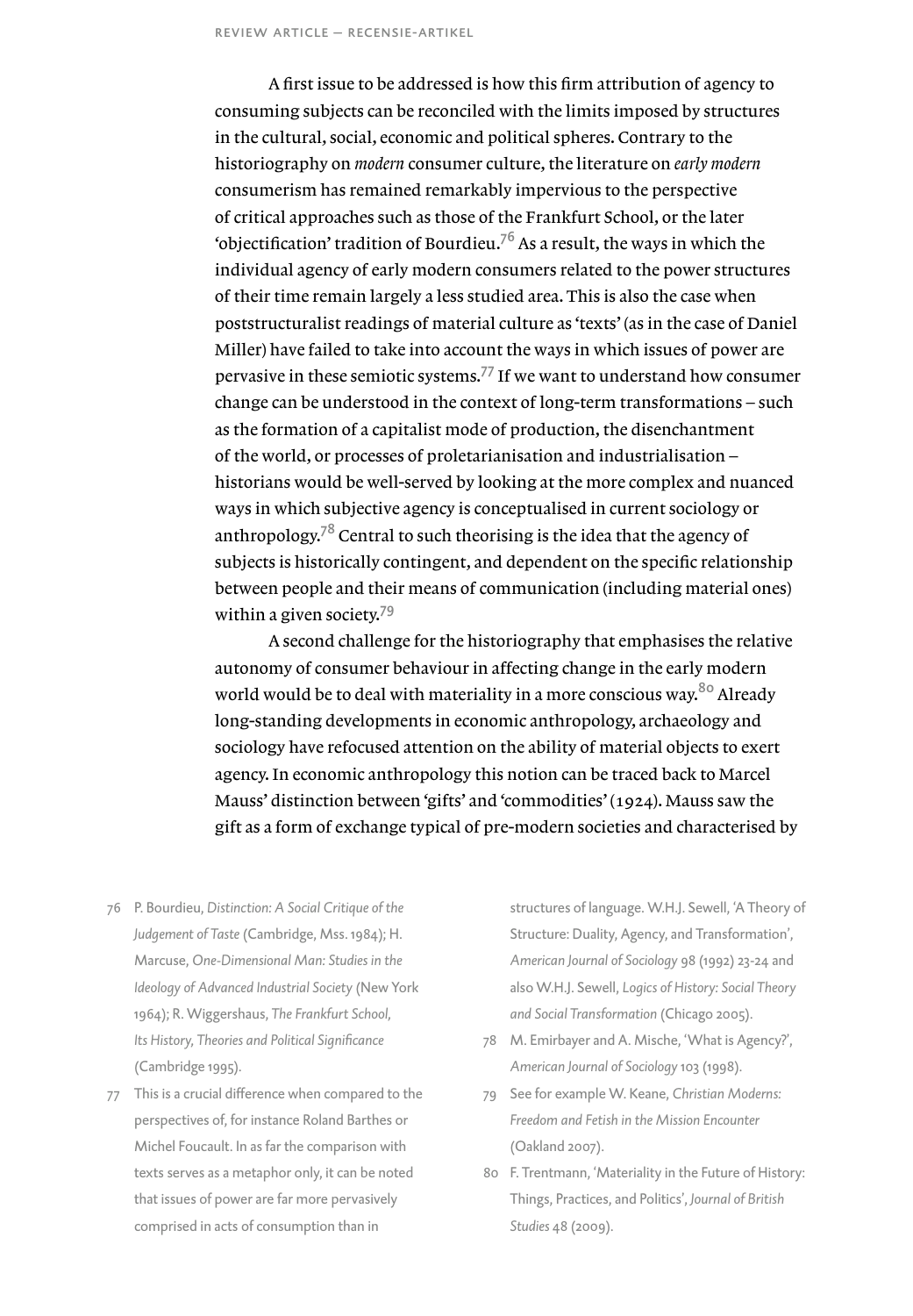A first issue to be addressed is how this firm attribution of agency to consuming subjects can be reconciled with the limits imposed by structures in the cultural, social, economic and political spheres. Contrary to the historiography on *modern* consumer culture, the literature on *early modern* consumerism has remained remarkably impervious to the perspective of critical approaches such as those of the Frankfurt School, or the later 'objectification' tradition of Bourdieu.[76] As a result, the ways in which the individual agency of early modern consumers related to the power structures of their time remain largely a less studied area. This is also the case when poststructuralist readings of material culture as 'texts' (as in the case of Daniel Miller) have failed to take into account the ways in which issues of power are pervasive in these semiotic systems.[77] If we want to understand how consumer change can be understood in the context of long-term transformations – such as the formation of a capitalist mode of production, the disenchantment of the world, or processes of proletarianisation and industrialisation – historians would be well-served by looking at the more complex and nuanced ways in which subjective agency is conceptualised in current sociology or anthropology.[78] Central to such theorising is the idea that the agency of subjects is historically contingent, and dependent on the specific relationship between people and their means of communication (including material ones) within a given society.[79]

A second challenge for the historiography that emphasises the relative autonomy of consumer behaviour in affecting change in the early modern world would be to deal with materiality in a more conscious way.[80] Already long-standing developments in economic anthropology, archaeology and sociology have refocused attention on the ability of material objects to exert agency. In economic anthropology this notion can be traced back to Marcel Mauss' distinction between 'gifts' and 'commodities' (1924). Mauss saw the gift as a form of exchange typical of pre-modern societies and characterised by

76 P. Bourdieu, *Distinction: A Social Critique of the Judgement of Taste* (Cambridge, Mss. 1984); H. Marcuse, *One-Dimensional Man: Studies in the Ideology of Advanced Industrial Society* (New York 1964); R. Wiggershaus, *The Frankfurt School, Its History, Theories and Political Significance* (Cambridge 1995).

77 This is a crucial difference when compared to the perspectives of, for instance Roland Barthes or Michel Foucault. In as far the comparison with texts serves as a metaphor only, it can be noted that issues of power are far more pervasively comprised in acts of consumption than in structures of language. W.H.J. Sewell, 'A Theory of Structure: Duality, Agency, and Transformation', *American Journal of Sociology* 98 (1992) 23-24 and also W.H.J. Sewell, *Logics of History: Social Theory and Social Transformation* (Chicago 2005).

78 M. Emirbayer and A. Mische, 'What is Agency?', *American Journal of Sociology* 103 (1998).

79 See for example W. Keane, *Christian Moderns: Freedom and Fetish in the Mission Encounter* (Oakland 2007).

80 F. Trentmann, 'Materiality in the Future of History: Things, Practices, and Politics', *Journal of British Studies* 48 (2009).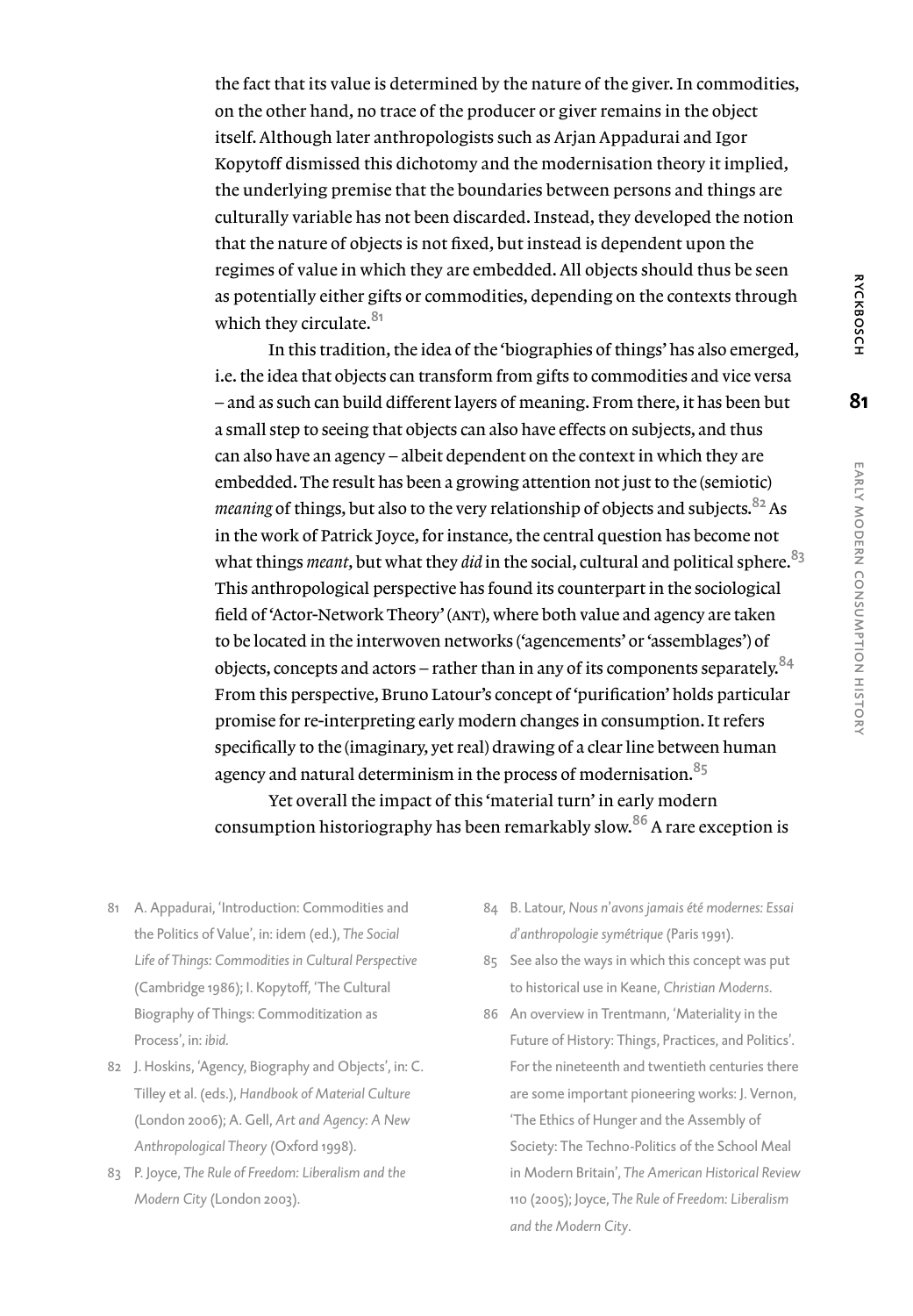the fact that its value is determined by the nature of the giver. In commodities, on the other hand, no trace of the producer or giver remains in the object itself. Although later anthropologists such as Arjan Appadurai and Igor Kopytoff dismissed this dichotomy and the modernisation theory it implied, the underlying premise that the boundaries between persons and things are culturally variable has not been discarded. Instead, they developed the notion that the nature of objects is not fixed, but instead is dependent upon the regimes of value in which they are embedded. All objects should thus be seen as potentially either gifts or commodities, depending on the contexts through which they circulate.[81]

In this tradition, the idea of the 'biographies of things' has also emerged, i.e. the idea that objects can transform from gifts to commodities and vice versa – and as such can build different layers of meaning. From there, it has been but a small step to seeing that objects can also have effects on subjects, and thus can also have an agency – albeit dependent on the context in which they are embedded. The result has been a growing attention not just to the (semiotic) *meaning* of things, but also to the very relationship of objects and subjects.[82] As in the work of Patrick Joyce, for instance, the central question has become not what things *meant*, but what they *did* in the social, cultural and political sphere.[83] This anthropological perspective has found its counterpart in the sociological field of 'Actor-Network Theory' (ANT), where both value and agency are taken to be located in the interwoven networks ('agencements' or 'assemblages') of objects, concepts and actors – rather than in any of its components separately.[84] From this perspective, Bruno Latour's concept of 'purification' holds particular promise for re-interpreting early modern changes in consumption. It refers specifically to the (imaginary, yet real) drawing of a clear line between human agency and natural determinism in the process of modernisation.[85]

Yet overall the impact of this 'material turn' in early modern consumption historiography has been remarkably slow.[86] A rare exception is

81 A. Appadurai, 'Introduction: Commodities and the Politics of Value', in: idem (ed.), *The Social Life of Things: Commodities in Cultural Perspective* (Cambridge 1986); I. Kopytoff, 'The Cultural Biography of Things: Commoditization as Process', in: *ibid.*

82 J. Hoskins, 'Agency, Biography and Objects', in: C. Tilley et al. (eds.), *Handbook of Material Culture* (London 2006); A. Gell, *Art and Agency: A New Anthropological Theory* (Oxford 1998).

83 P. Joyce, *The Rule of Freedom: Liberalism and the Modern City* (London 2003).

84 B. Latour, *Nous n'avons jamais été modernes: Essai d'anthropologie symétrique* (Paris 1991).

85 See also the ways in which this concept was put to historical use in Keane, *Christian Moderns*.

86 An overview in Trentmann, 'Materiality in the Future of History: Things, Practices, and Politics'. For the nineteenth and twentieth centuries there are some important pioneering works: J. Vernon, 'The Ethics of Hunger and the Assembly of Society: The Techno-Politics of the School Meal in Modern Britain', *The American Historical Review* 110 (2005); Joyce, *The Rule of Freedom: Liberalism and the Modern City*.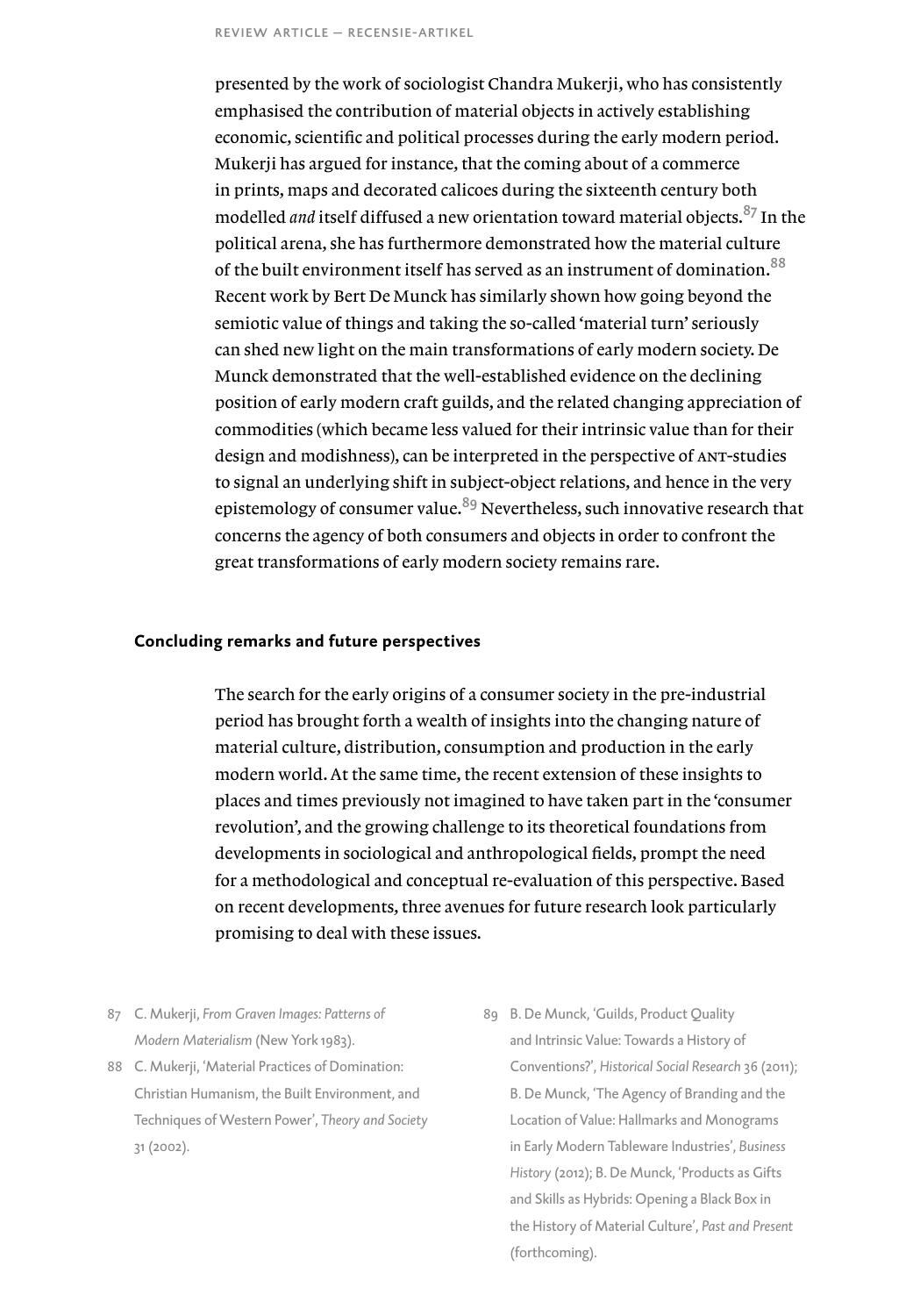presented by the work of sociologist Chandra Mukerji, who has consistently emphasised the contribution of material objects in actively establishing economic, scientific and political processes during the early modern period. Mukerji has argued for instance, that the coming about of a commerce in prints, maps and decorated calicoes during the sixteenth century both modelled *and* itself diffused a new orientation toward material objects.[87] In the political arena, she has furthermore demonstrated how the material culture of the built environment itself has served as an instrument of domination.[88] Recent work by Bert De Munck has similarly shown how going beyond the semiotic value of things and taking the so-called 'material turn' seriously can shed new light on the main transformations of early modern society. De Munck demonstrated that the well-established evidence on the declining position of early modern craft guilds, and the related changing appreciation of commodities (which became less valued for their intrinsic value than for their design and modishness), can be interpreted in the perspective of ANT-studies to signal an underlying shift in subject-object relations, and hence in the very epistemology of consumer value.[89] Nevertheless, such innovative research that concerns the agency of both consumers and objects in order to confront the great transformations of early modern society remains rare.

## Concluding remarks and future perspectives

The search for the early origins of a consumer society in the pre-industrial period has brought forth a wealth of insights into the changing nature of material culture, distribution, consumption and production in the early modern world. At the same time, the recent extension of these insights to places and times previously not imagined to have taken part in the 'consumer revolution', and the growing challenge to its theoretical foundations from developments in sociological and anthropological fields, prompt the need for a methodological and conceptual re-evaluation of this perspective. Based on recent developments, three avenues for future research look particularly promising to deal with these issues.

87 C. Mukerji, *From Graven Images: Patterns of Modern Materialism* (New York 1983).

88 C. Mukerji, 'Material Practices of Domination: Christian Humanism, the Built Environment, and Techniques of Western Power', *Theory and Society* 31 (2002).

89 B. De Munck, 'Guilds, Product Quality and Intrinsic Value: Towards a History of Conventions?', *Historical Social Research* 36 (2011); B. De Munck, 'The Agency of Branding and the Location of Value: Hallmarks and Monograms in Early Modern Tableware Industries', *Business History* (2012); B. De Munck, 'Products as Gifts and Skills as Hybrids: Opening a Black Box in the History of Material Culture', *Past and Present* (forthcoming).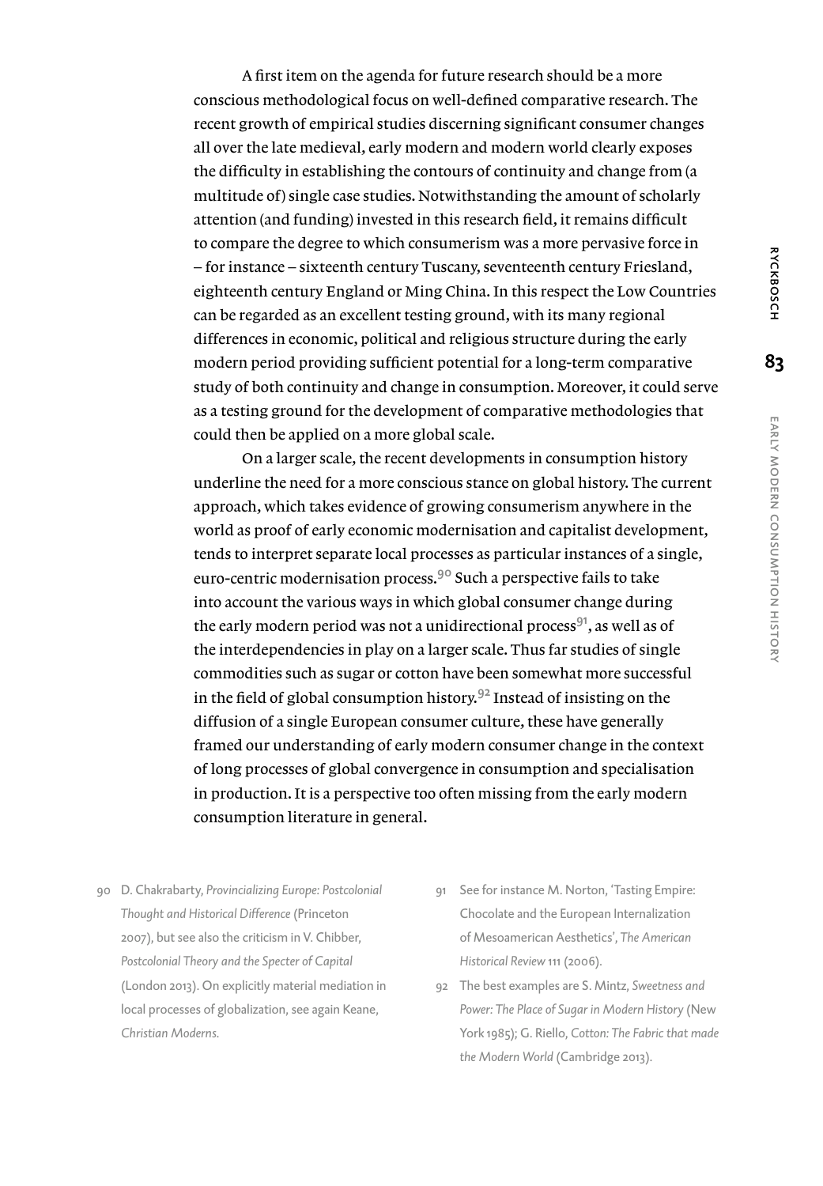A first item on the agenda for future research should be a more conscious methodological focus on well-defined comparative research. The recent growth of empirical studies discerning significant consumer changes all over the late medieval, early modern and modern world clearly exposes the difficulty in establishing the contours of continuity and change from (a multitude of) single case studies. Notwithstanding the amount of scholarly attention (and funding) invested in this research field, it remains difficult to compare the degree to which consumerism was a more pervasive force in – for instance – sixteenth century Tuscany, seventeenth century Friesland, eighteenth century England or Ming China. In this respect the Low Countries can be regarded as an excellent testing ground, with its many regional differences in economic, political and religious structure during the early modern period providing sufficient potential for a long-term comparative study of both continuity and change in consumption. Moreover, it could serve as a testing ground for the development of comparative methodologies that could then be applied on a more global scale.

On a larger scale, the recent developments in consumption history underline the need for a more conscious stance on global history. The current approach, which takes evidence of growing consumerism anywhere in the world as proof of early economic modernisation and capitalist development, tends to interpret separate local processes as particular instances of a single, euro-centric modernisation process.[90] Such a perspective fails to take into account the various ways in which global consumer change during the early modern period was not a unidirectional process[91], as well as of the interdependencies in play on a larger scale. Thus far studies of single commodities such as sugar or cotton have been somewhat more successful in the field of global consumption history.[92] Instead of insisting on the diffusion of a single European consumer culture, these have generally framed our understanding of early modern consumer change in the context of long processes of global convergence in consumption and specialisation in production. It is a perspective too often missing from the early modern consumption literature in general.

90 D. Chakrabarty, *Provincializing Europe: Postcolonial Thought and Historical Difference* (Princeton 2007), but see also the criticism in V. Chibber, *Postcolonial Theory and the Specter of Capital* (London 2013). On explicitly material mediation in local processes of globalization, see again Keane, *Christian Moderns.*

91 See for instance M. Norton, 'Tasting Empire: Chocolate and the European Internalization of Mesoamerican Aesthetics', *The American Historical Review* 111 (2006).

92 The best examples are S. Mintz, *Sweetness and Power: The Place of Sugar in Modern History* (New York 1985); G. Riello, *Cotton: The Fabric that made the Modern World* (Cambridge 2013).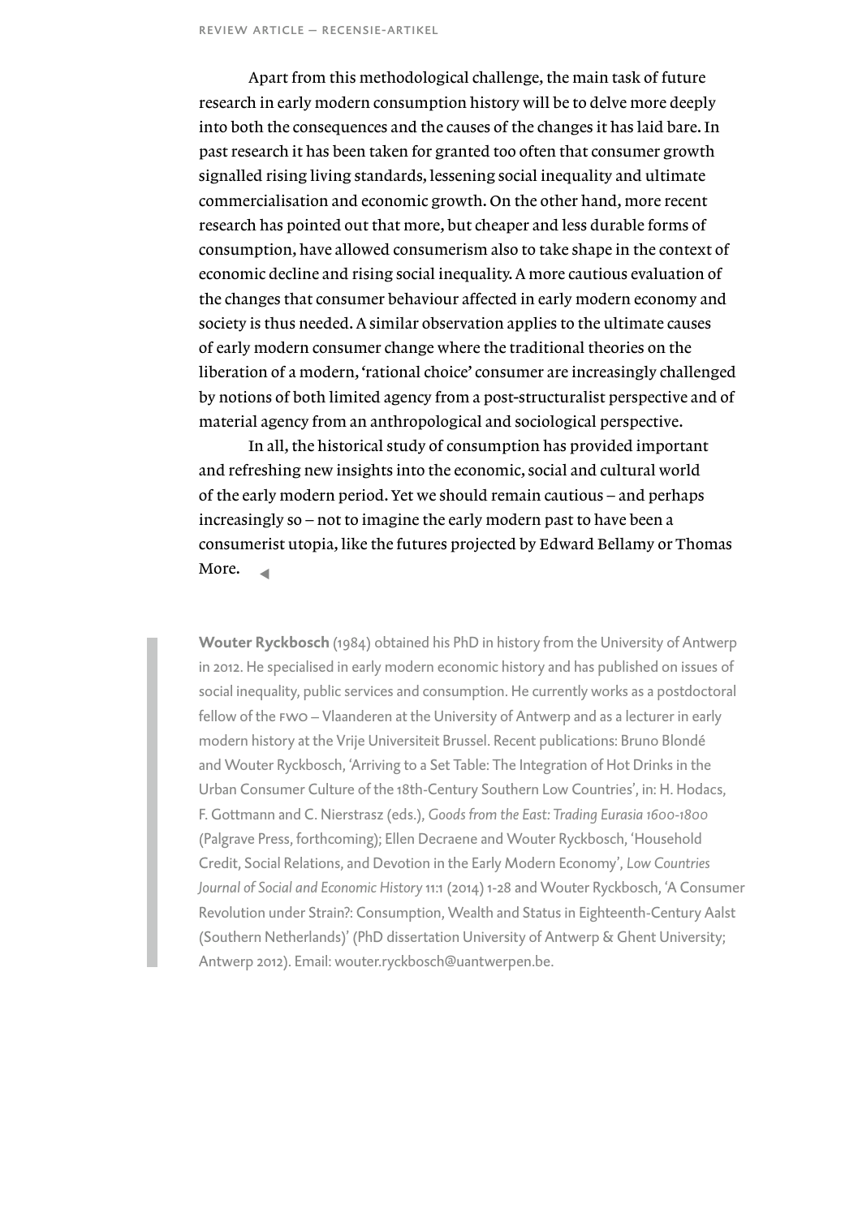Apart from this methodological challenge, the main task of future research in early modern consumption history will be to delve more deeply into both the consequences and the causes of the changes it has laid bare. In past research it has been taken for granted too often that consumer growth signalled rising living standards, lessening social inequality and ultimate commercialisation and economic growth. On the other hand, more recent research has pointed out that more, but cheaper and less durable forms of consumption, have allowed consumerism also to take shape in the context of economic decline and rising social inequality. A more cautious evaluation of the changes that consumer behaviour affected in early modern economy and society is thus needed. A similar observation applies to the ultimate causes of early modern consumer change where the traditional theories on the liberation of a modern, 'rational choice' consumer are increasingly challenged by notions of both limited agency from a post-structuralist perspective and of material agency from an anthropological and sociological perspective.

In all, the historical study of consumption has provided important and refreshing new insights into the economic, social and cultural world of the early modern period. Yet we should remain cautious – and perhaps increasingly so – not to imagine the early modern past to have been a consumerist utopia, like the futures projected by Edward Bellamy or Thomas More. ◂

**Wouter Ryckbosch** (1984) obtained his PhD in history from the University of Antwerp in 2012. He specialised in early modern economic history and has published on issues of social inequality, public services and consumption. He currently works as a postdoctoral fellow of the FWO – Vlaanderen at the University of Antwerp and as a lecturer in early modern history at the Vrije Universiteit Brussel. Recent publications: Bruno Blondé and Wouter Ryckbosch, 'Arriving to a Set Table: The Integration of Hot Drinks in the Urban Consumer Culture of the 18th-Century Southern Low Countries', in: H. Hodacs, F. Gottmann and C. Nierstrasz (eds.), *Goods from the East: Trading Eurasia 1600-1800* (Palgrave Press, forthcoming); Ellen Decraene and Wouter Ryckbosch, 'Household Credit, Social Relations, and Devotion in the Early Modern Economy', *Low Countries Journal of Social and Economic History* 11:1 (2014) 1-28 and Wouter Ryckbosch, 'A Consumer Revolution under Strain?: Consumption, Wealth and Status in Eighteenth-Century Aalst (Southern Netherlands)' (PhD dissertation University of Antwerp & Ghent University; Antwerp 2012). Email: wouter.ryckbosch@uantwerpen.be.